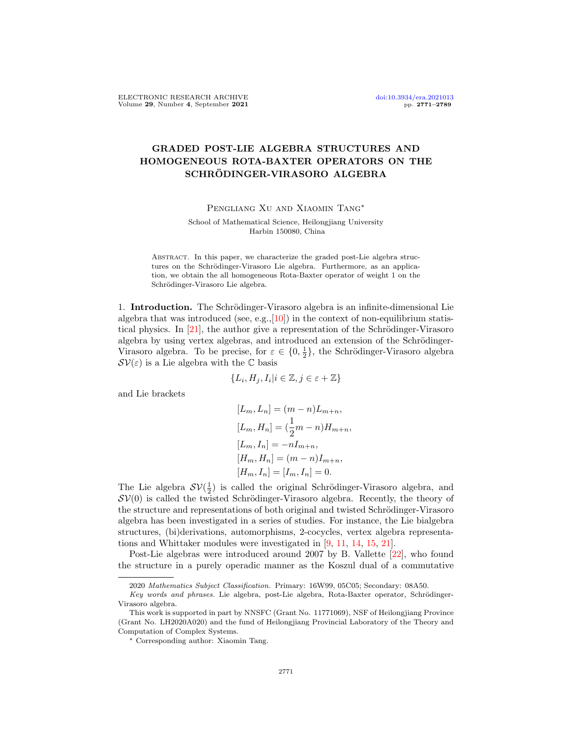# GRADED POST-LIE ALGEBRA STRUCTURES AND HOMOGENEOUS ROTA-BAXTER OPERATORS ON THE SCHRÖDINGER-VIRASORO ALGEBRA

Pengliang Xu and Xiaomin Tang*

School of Mathematical Science, Heilongjiang University
Harbin 150080, China

Abstract. In this paper, we characterize the graded post-Lie algebra structures on the Schrödinger-Virasoro Lie algebra. Furthermore, as an application, we obtain the all homogeneous Rota-Baxter operator of weight 1 on the Schrödinger-Virasoro Lie algebra.

1. **Introduction.** The Schrödinger-Virasoro algebra is an infinite-dimensional Lie algebra that was introduced (see, e.g.,[10]) in the context of non-equilibrium statistical physics. In [21], the author give a representation of the Schrödinger-Virasoro algebra by using vertex algebras, and introduced an extension of the Schrödinger-Virasoro algebra. To be precise, for $\varepsilon \in \{0, \frac{1}{2}\}$, the Schrödinger-Virasoro algebra $\mathcal{SV}(\varepsilon)$ is a Lie algebra with the $\mathbb{C}$ basis

$$\{L_i, H_j, I_i | i \in \mathbb{Z}, j \in \varepsilon + \mathbb{Z}\}$$

and Lie brackets

$$
\begin{aligned}
[L_m, L_n] &= (m-n)L_{m+n}, \\
[L_m, H_n] &= (\frac{1}{2}m - n)H_{m+n}, \\
[L_m, I_n] &= -nI_{m+n}, \\
[H_m, H_n] &= (m-n)I_{m+n}, \\
[H_m, I_n] &= [I_m, I_n] = 0.
\end{aligned}
$$

The Lie algebra $\mathcal{SV}(\frac{1}{2})$ is called the original Schrödinger-Virasoro algebra, and $\mathcal{SV}(0)$ is called the twisted Schrödinger-Virasoro algebra. Recently, the theory of the structure and representations of both original and twisted Schrödinger-Virasoro algebra has been investigated in a series of studies. For instance, the Lie bialgebra structures, (bi)derivations, automorphisms, 2-cocycles, vertex algebra representations and Whittaker modules were investigated in [9, 11, 14, 15, 21].

Post-Lie algebras were introduced around 2007 by B. Vallette [22], who found the structure in a purely operadic manner as the Koszul dual of a commutative

2020 *Mathematics Subject Classification.* Primary: 16W99, 05C05; Secondary: 08A50.

*Key words and phrases.* Lie algebra, post-Lie algebra, Rota-Baxter operator, Schrödinger-Virasoro algebra.

This work is supported in part by NNSFC (Grant No. 11771069), NSF of Heilongjiang Province (Grant No. LH2020A020) and the fund of Heilongjiang Provincial Laboratory of the Theory and Computation of Complex Systems.

* Corresponding author: Xiaomin Tang.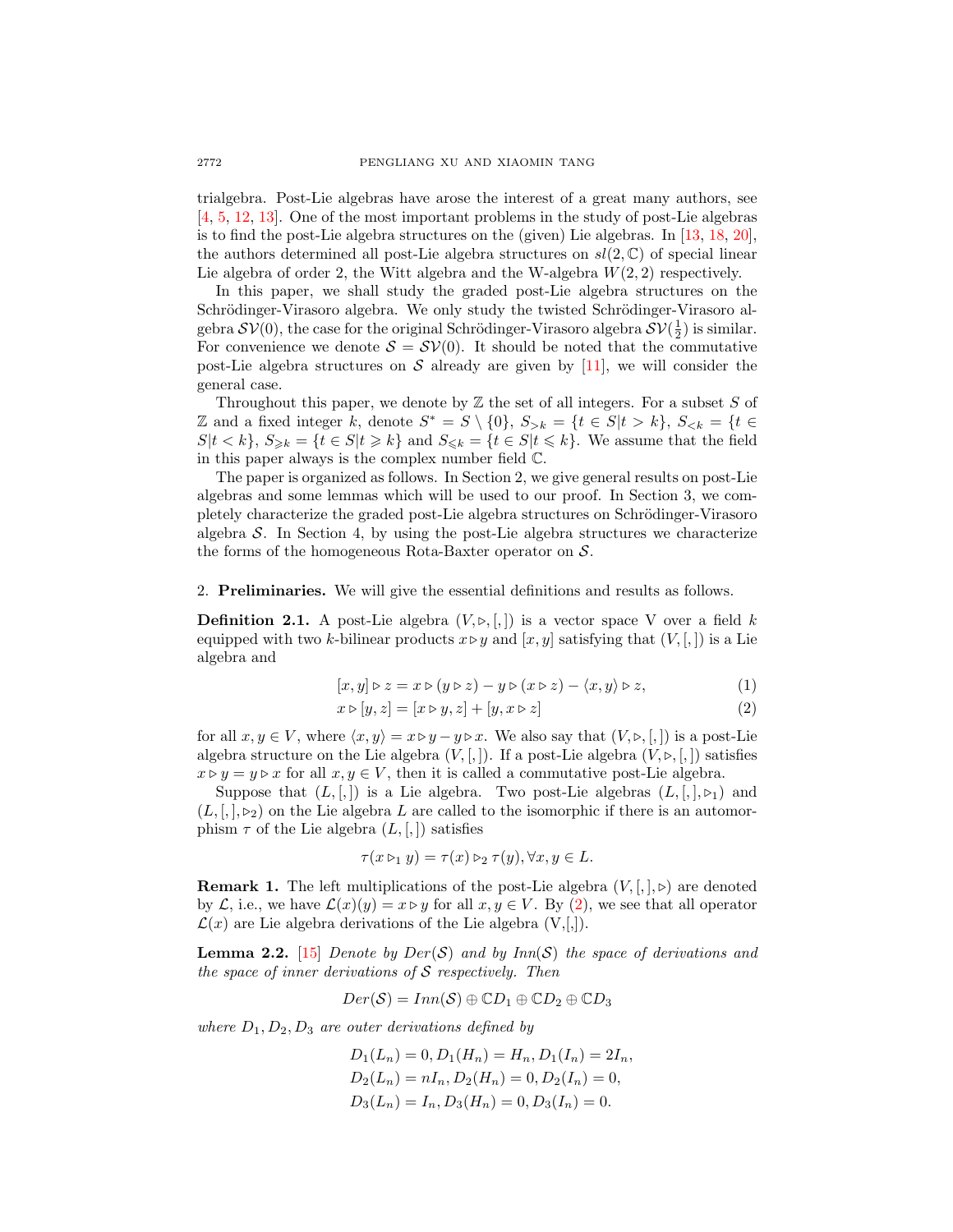trialgebra. Post-Lie algebras have arose the interest of a great many authors, see [4, 5, 12, 13]. One of the most important problems in the study of post-Lie algebras is to find the post-Lie algebra structures on the (given) Lie algebras. In [13, 18, 20], the authors determined all post-Lie algebra structures on $sl(2,\mathbb{C})$ of special linear Lie algebra of order 2, the Witt algebra and the W-algebra $W(2,2)$ respectively.

In this paper, we shall study the graded post-Lie algebra structures on the Schrödinger-Virasoro algebra. We only study the twisted Schrödinger-Virasoro algebra $\mathcal{SV}(0)$, the case for the original Schrödinger-Virasoro algebra $\mathcal{SV}(\frac{1}{2})$ is similar. For convenience we denote $\mathcal{S} = \mathcal{SV}(0)$. It should be noted that the commutative post-Lie algebra structures on $\mathcal{S}$ already are given by [11], we will consider the general case.

Throughout this paper, we denote by $\mathbb{Z}$ the set of all integers. For a subset $S$ of $\mathbb{Z}$ and a fixed integer $k$, denote $S^* = S \setminus \{0\}$, $S_{>k} = \{t \in S | t > k\}$, $S_{<k} = \{t \in S | t < k\}$, $S_{\geqslant k} = \{t \in S | t \geqslant k\}$ and $S_{\leqslant k} = \{t \in S | t \leqslant k\}$. We assume that the field in this paper always is the complex number field $\mathbb{C}$.

The paper is organized as follows. In Section 2, we give general results on post-Lie algebras and some lemmas which will be used to our proof. In Section 3, we completely characterize the graded post-Lie algebra structures on Schrödinger-Virasoro algebra $\mathcal{S}$. In Section 4, by using the post-Lie algebra structures we characterize the forms of the homogeneous Rota-Baxter operator on $\mathcal{S}$.

## 2. Preliminaries.

We will give the essential definitions and results as follows.

**Definition 2.1.** A post-Lie algebra $(V, \triangleright, [,])$ is a vector space V over a field $k$ equipped with two $k$-bilinear products $x \triangleright y$ and $[x, y]$ satisfying that $(V, [,])$ is a Lie algebra and

$$[x, y] \triangleright z = x \triangleright (y \triangleright z) - y \triangleright (x \triangleright z) - \langle x, y \rangle \triangleright z, \tag{1}$$

$$x \triangleright [y, z] = [x \triangleright y, z] + [y, x \triangleright z] \tag{2}$$

for all $x, y \in V$, where $\langle x, y \rangle = x \triangleright y - y \triangleright x$. We also say that $(V, \triangleright, [,])$ is a post-Lie algebra structure on the Lie algebra $(V, [,])$. If a post-Lie algebra $(V, \triangleright, [,])$ satisfies $x \triangleright y = y \triangleright x$ for all $x, y \in V$, then it is called a commutative post-Lie algebra.

Suppose that $(L, [,])$ is a Lie algebra. Two post-Lie algebras $(L, [,], \triangleright_1)$ and $(L, [,], \triangleright_2)$ on the Lie algebra $L$ are called to the isomorphic if there is an automorphism $\tau$ of the Lie algebra $(L, [,])$ satisfies

$$\tau(x \triangleright_1 y) = \tau(x) \triangleright_2 \tau(y), \forall x, y \in L.$$

**Remark 1.** The left multiplications of the post-Lie algebra $(V, [,], \triangleright)$ are denoted by $\mathcal{L}$, i.e., we have $\mathcal{L}(x)(y) = x \triangleright y$ for all $x, y \in V$. By (2), we see that all operator $\mathcal{L}(x)$ are Lie algebra derivations of the Lie algebra (V,[,]).

**Lemma 2.2.** [15] *Denote by $Der(\mathcal{S})$ and by $Inn(\mathcal{S})$ the space of derivations and the space of inner derivations of $\mathcal{S}$ respectively. Then*

$$Der(\mathcal{S}) = Inn(\mathcal{S}) \oplus \mathbb{C}D_1 \oplus \mathbb{C}D_2 \oplus \mathbb{C}D_3$$

*where $D_1, D_2, D_3$ are outer derivations defined by*

$$D_1(L_n) = 0, D_1(H_n) = H_n, D_1(I_n) = 2I_n,$$
$$D_2(L_n) = nI_n, D_2(H_n) = 0, D_2(I_n) = 0,$$
$$D_3(L_n) = I_n, D_3(H_n) = 0, D_3(I_n) = 0.$$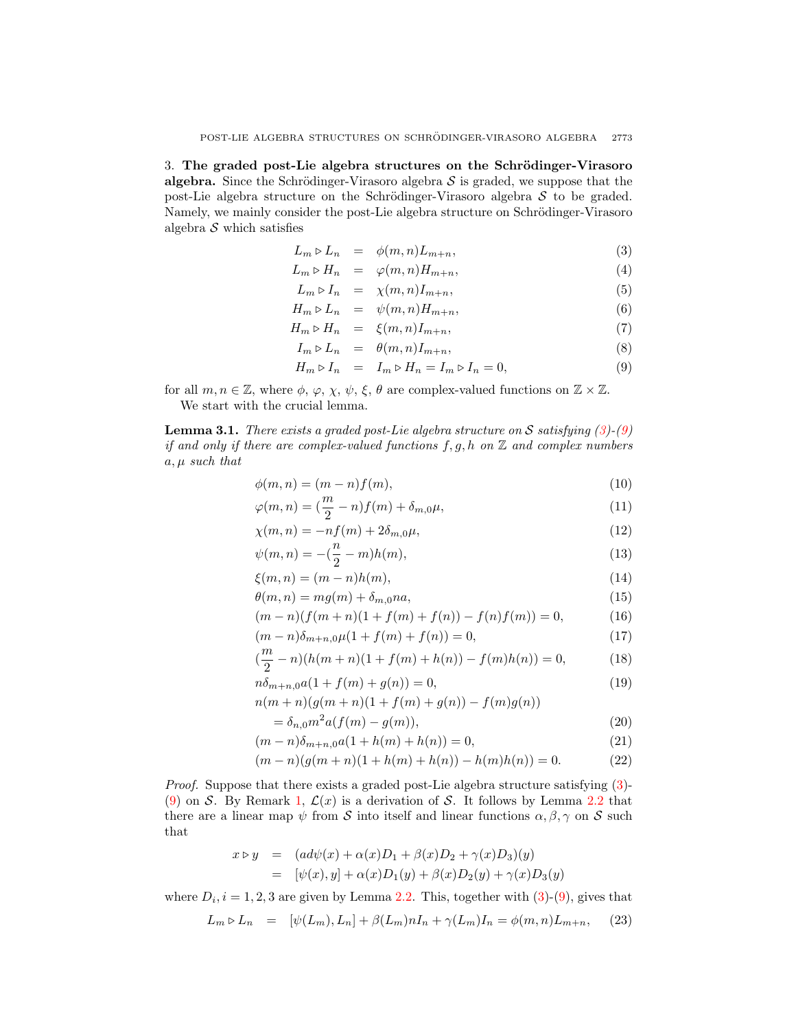3. **The graded post-Lie algebra structures on the Schrödinger-Virasoro algebra.** Since the Schrödinger-Virasoro algebra $\mathcal{S}$ is graded, we suppose that the post-Lie algebra structure on the Schrödinger-Virasoro algebra $\mathcal{S}$ to be graded. Namely, we mainly consider the post-Lie algebra structure on Schrödinger-Virasoro algebra $\mathcal{S}$ which satisfies

$$
\begin{aligned}
L_m \triangleright L_n &= \phi(m,n)L_{m+n}, &(3)\\
L_m \triangleright H_n &= \varphi(m,n)H_{m+n}, &(4)\\
L_m \triangleright I_n &= \chi(m,n)I_{m+n}, &(5)\\
H_m \triangleright L_n &= \psi(m,n)H_{m+n}, &(6)\\
H_m \triangleright H_n &= \xi(m,n)I_{m+n}, &(7)\\
I_m \triangleright L_n &= \theta(m,n)I_{m+n}, &(8)\\
H_m \triangleright I_n &= I_m \triangleright H_n = I_m \triangleright I_n = 0, &(9)
\end{aligned}
$$

for all $m,n \in \mathbb{Z}$, where $\phi$, $\varphi$, $\chi$, $\psi$, $\xi$, $\theta$ are complex-valued functions on $\mathbb{Z}\times\mathbb{Z}$.

We start with the crucial lemma.

**Lemma 3.1.** *There exists a graded post-Lie algebra structure on $\mathcal{S}$ satisfying (3)-(9) if and only if there are complex-valued functions $f,g,h$ on $\mathbb{Z}$ and complex numbers $a,\mu$ such that*

$$\phi(m,n) = (m-n)f(m), \tag{10}$$
$$\varphi(m,n) = (\frac{m}{2}-n)f(m) + \delta_{m,0}\mu, \tag{11}$$
$$\chi(m,n) = -nf(m) + 2\delta_{m,0}\mu, \tag{12}$$
$$\psi(m,n) = -(\frac{n}{2}-m)h(m), \tag{13}$$
$$\xi(m,n) = (m-n)h(m), \tag{14}$$
$$\theta(m,n) = mg(m) + \delta_{m,0}na, \tag{15}$$
$$(m-n)(f(m+n)(1+f(m)+f(n)) - f(n)f(m)) = 0, \tag{16}$$
$$(m-n)\delta_{m+n,0}\mu(1+f(m)+f(n)) = 0, \tag{17}$$
$$(\frac{m}{2}-n)(h(m+n)(1+f(m)+h(n)) - f(m)h(n)) = 0, \tag{18}$$
$$n\delta_{m+n,0}a(1+f(m)+g(n)) = 0, \tag{19}$$
$$\begin{aligned}&n(m+n)(g(m+n)(1+f(m)+g(n)) - f(m)g(n))\\ &\quad = \delta_{n,0}m^2a(f(m)-g(m)),\end{aligned} \tag{20}$$
$$(m-n)\delta_{m+n,0}a(1+h(m)+h(n)) = 0, \tag{21}$$
$$(m-n)(g(m+n)(1+h(m)+h(n)) - h(m)h(n)) = 0. \tag{22}$$

*Proof.* Suppose that there exists a graded post-Lie algebra structure satisfying (3)-(9) on $\mathcal{S}$. By Remark 1, $\mathcal{L}(x)$ is a derivation of $\mathcal{S}$. It follows by Lemma 2.2 that there are a linear map $\psi$ from $\mathcal{S}$ into itself and linear functions $\alpha,\beta,\gamma$ on $\mathcal{S}$ such that

$$
\begin{aligned}
x \triangleright y &= (ad\psi(x) + \alpha(x)D_1 + \beta(x)D_2 + \gamma(x)D_3)(y)\\
&= [\psi(x),y] + \alpha(x)D_1(y) + \beta(x)D_2(y) + \gamma(x)D_3(y)
\end{aligned}
$$

where $D_i$, $i=1,2,3$ are given by Lemma 2.2. This, together with (3)-(9), gives that

$$L_m \triangleright L_n = [\psi(L_m),L_n] + \beta(L_m)nI_n + \gamma(L_m)I_n = \phi(m,n)L_{m+n}, \tag{23}$$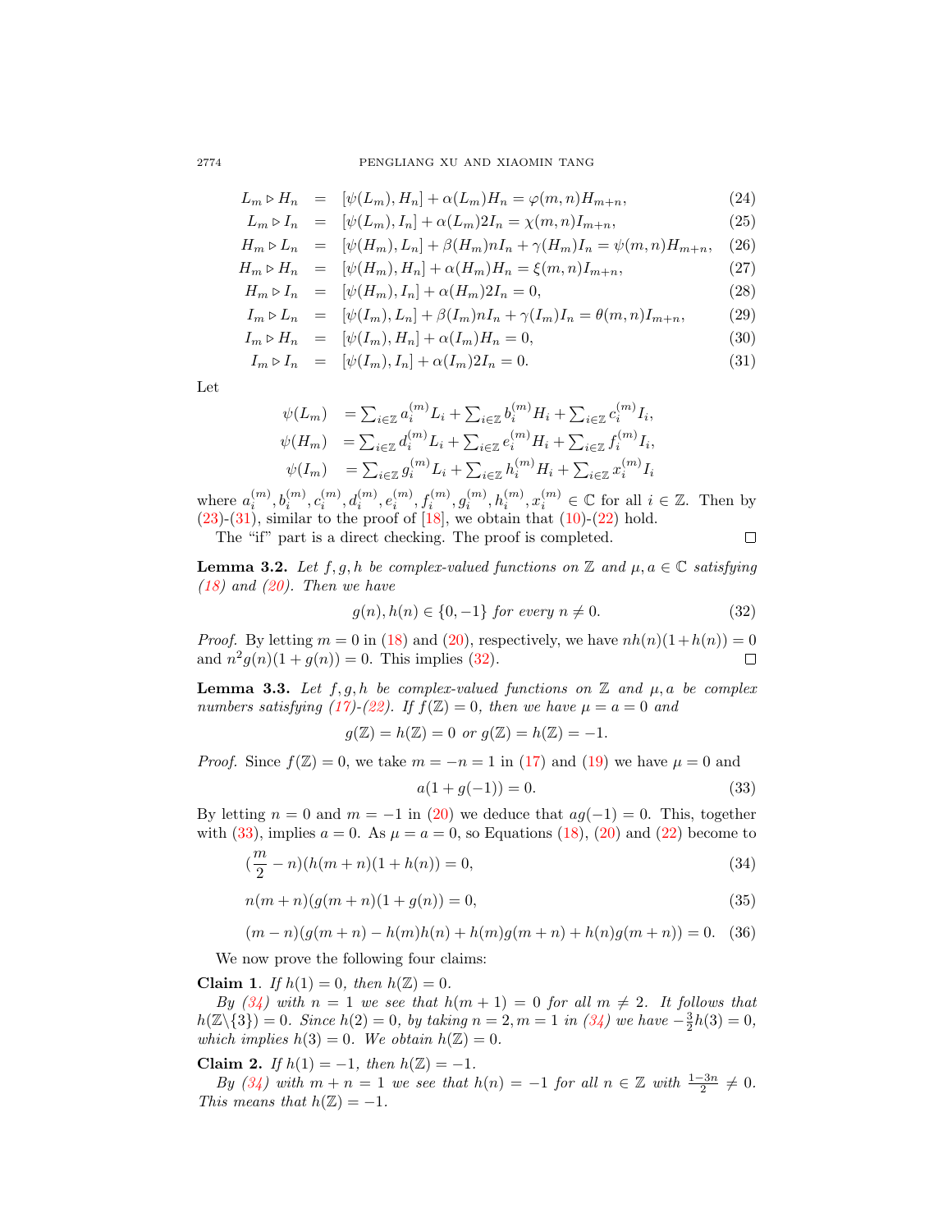$$
\begin{aligned}
L_m \triangleright H_n &= [\psi(L_m), H_n] + \alpha(L_m) H_n = \varphi(m,n) H_{m+n}, && (24)\\
L_m \triangleright I_n &= [\psi(L_m), I_n] + \alpha(L_m) 2 I_n = \chi(m,n) I_{m+n}, && (25)\\
H_m \triangleright L_n &= [\psi(H_m), L_n] + \beta(H_m) n I_n + \gamma(H_m) I_n = \psi(m,n) H_{m+n}, && (26)\\
H_m \triangleright H_n &= [\psi(H_m), H_n] + \alpha(H_m) H_n = \xi(m,n) I_{m+n}, && (27)\\
H_m \triangleright I_n &= [\psi(H_m), I_n] + \alpha(H_m) 2 I_n = 0, && (28)\\
I_m \triangleright L_n &= [\psi(I_m), L_n] + \beta(I_m) n I_n + \gamma(I_m) I_n = \theta(m,n) I_{m+n}, && (29)\\
I_m \triangleright H_n &= [\psi(I_m), H_n] + \alpha(I_m) H_n = 0, && (30)\\
I_m \triangleright I_n &= [\psi(I_m), I_n] + \alpha(I_m) 2 I_n = 0. && (31)
\end{aligned}
$$

Let

$$
\begin{aligned}
\psi(L_m) &= \textstyle\sum_{i\in\mathbb{Z}} a_i^{(m)} L_i + \sum_{i\in\mathbb{Z}} b_i^{(m)} H_i + \sum_{i\in\mathbb{Z}} c_i^{(m)} I_i,\\
\psi(H_m) &= \textstyle\sum_{i\in\mathbb{Z}} d_i^{(m)} L_i + \sum_{i\in\mathbb{Z}} e_i^{(m)} H_i + \sum_{i\in\mathbb{Z}} f_i^{(m)} I_i,\\
\psi(I_m) &= \textstyle\sum_{i\in\mathbb{Z}} g_i^{(m)} L_i + \sum_{i\in\mathbb{Z}} h_i^{(m)} H_i + \sum_{i\in\mathbb{Z}} x_i^{(m)} I_i
\end{aligned}
$$

where $a_i^{(m)}, b_i^{(m)}, c_i^{(m)}, d_i^{(m)}, e_i^{(m)}, f_i^{(m)}, g_i^{(m)}, h_i^{(m)}, x_i^{(m)} \in \mathbb{C}$ for all $i \in \mathbb{Z}$. Then by (23)-(31), similar to the proof of [18], we obtain that (10)-(22) hold.

The "if" part is a direct checking. The proof is completed. $\square$

**Lemma 3.2.** *Let $f, g, h$ be complex-valued functions on $\mathbb{Z}$ and $\mu, a \in \mathbb{C}$ satisfying (18) and (20). Then we have*

$$
g(n), h(n) \in \{0, -1\} \text{ for every } n \neq 0. \tag{32}
$$

*Proof.* By letting $m = 0$ in (18) and (20), respectively, we have $nh(n)(1+h(n)) = 0$ and $n^2 g(n)(1+g(n)) = 0$. This implies (32). $\square$

**Lemma 3.3.** *Let $f, g, h$ be complex-valued functions on $\mathbb{Z}$ and $\mu, a$ be complex numbers satisfying (17)-(22). If $f(\mathbb{Z}) = 0$, then we have $\mu = a = 0$ and*

$$
g(\mathbb{Z}) = h(\mathbb{Z}) = 0 \text{ or } g(\mathbb{Z}) = h(\mathbb{Z}) = -1.
$$

*Proof.* Since $f(\mathbb{Z}) = 0$, we take $m = -n = 1$ in (17) and (19) we have $\mu = 0$ and

$$
a(1 + g(-1)) = 0. \tag{33}
$$

By letting $n = 0$ and $m = -1$ in (20) we deduce that $ag(-1) = 0$. This, together with (33), implies $a = 0$. As $\mu = a = 0$, so Equations (18), (20) and (22) become to

$$
(\frac{m}{2} - n)(h(m+n)(1 + h(n)) = 0, \tag{34}
$$

$$
n(m+n)(g(m+n)(1 + g(n)) = 0, \tag{35}
$$

$$
(m-n)(g(m+n) - h(m)h(n) + h(m)g(m+n) + h(n)g(m+n)) = 0. \tag{36}
$$

We now prove the following four claims:

**Claim 1**. *If $h(1) = 0$, then $h(\mathbb{Z}) = 0$.*

*By (34) with $n = 1$ we see that $h(m+1) = 0$ for all $m \neq 2$. It follows that $h(\mathbb{Z}\backslash\{3\}) = 0$. Since $h(2) = 0$, by taking $n = 2, m = 1$ in (34) we have $-\frac{3}{2}h(3) = 0$, which implies $h(3) = 0$. We obtain $h(\mathbb{Z}) = 0$.*

**Claim 2.** *If $h(1) = -1$, then $h(\mathbb{Z}) = -1$.*

*By (34) with $m + n = 1$ we see that $h(n) = -1$ for all $n \in \mathbb{Z}$ with $\frac{1-3n}{2} \neq 0$. This means that $h(\mathbb{Z}) = -1$.*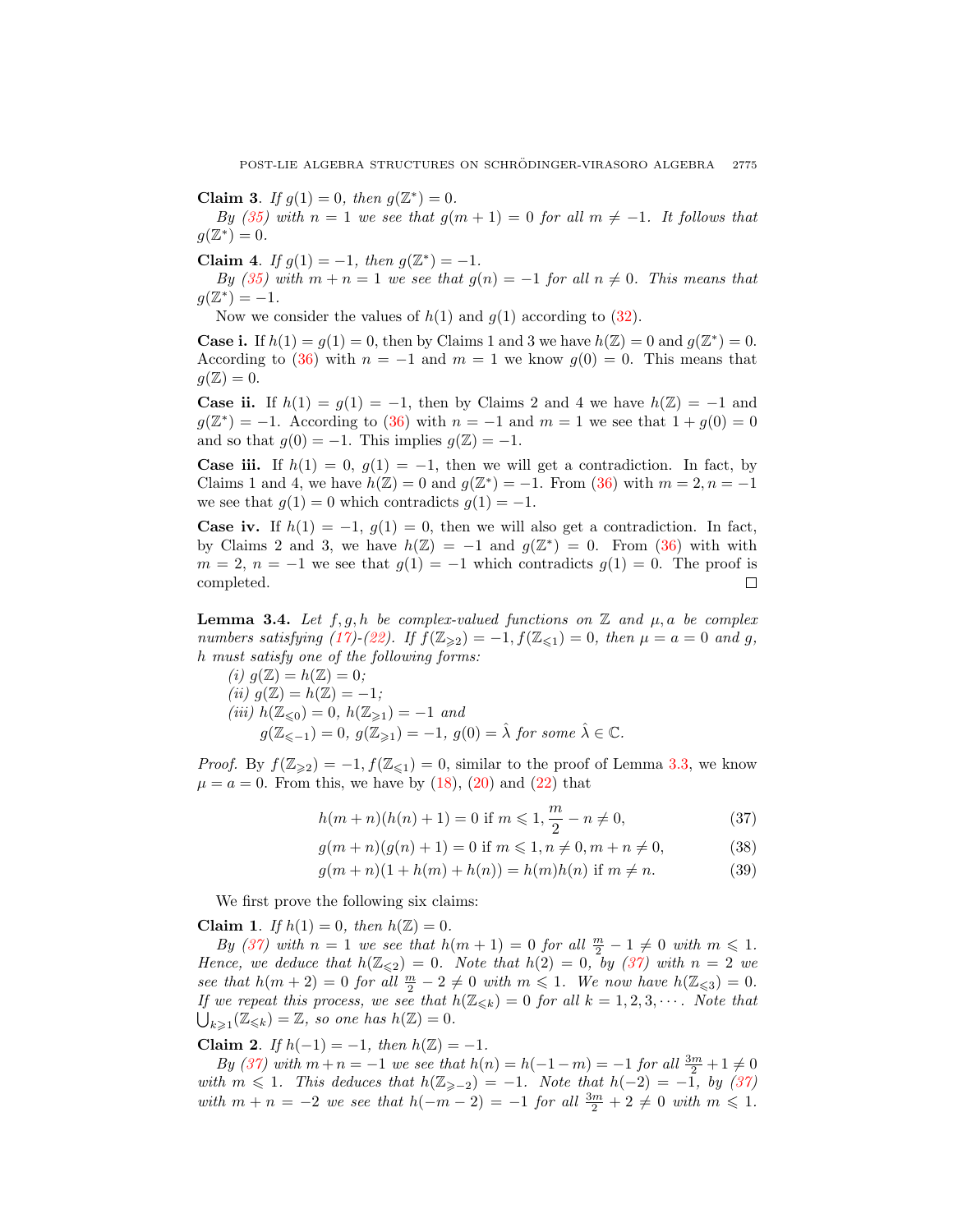**Claim 3**. *If $g(1) = 0$, then $g(\mathbb{Z}^*) = 0$.*

*By (35) with $n = 1$ we see that $g(m+1) = 0$ for all $m \neq -1$. It follows that $g(\mathbb{Z}^*) = 0$.*

**Claim 4**. *If $g(1) = -1$, then $g(\mathbb{Z}^*) = -1$.*

*By (35) with $m + n = 1$ we see that $g(n) = -1$ for all $n \neq 0$. This means that $g(\mathbb{Z}^*) = -1$.*

Now we consider the values of $h(1)$ and $g(1)$ according to (32).

**Case i.** If $h(1) = g(1) = 0$, then by Claims 1 and 3 we have $h(\mathbb{Z}) = 0$ and $g(\mathbb{Z}^*) = 0$. According to (36) with $n = -1$ and $m = 1$ we know $g(0) = 0$. This means that $g(\mathbb{Z}) = 0$.

**Case ii.** If $h(1) = g(1) = -1$, then by Claims 2 and 4 we have $h(\mathbb{Z}) = -1$ and $g(\mathbb{Z}^*) = -1$. According to (36) with $n = -1$ and $m = 1$ we see that $1 + g(0) = 0$ and so that $g(0) = -1$. This implies $g(\mathbb{Z}) = -1$.

**Case iii.** If $h(1) = 0$, $g(1) = -1$, then we will get a contradiction. In fact, by Claims 1 and 4, we have $h(\mathbb{Z}) = 0$ and $g(\mathbb{Z}^*) = -1$. From (36) with $m = 2, n = -1$ we see that $g(1) = 0$ which contradicts $g(1) = -1$.

**Case iv.** If $h(1) = -1$, $g(1) = 0$, then we will also get a contradiction. In fact, by Claims 2 and 3, we have $h(\mathbb{Z}) = -1$ and $g(\mathbb{Z}^*) = 0$. From (36) with with $m = 2$, $n = -1$ we see that $g(1) = -1$ which contradicts $g(1) = 0$. The proof is completed. □

**Lemma 3.4.** *Let $f, g, h$ be complex-valued functions on $\mathbb{Z}$ and $\mu, a$ be complex numbers satisfying (17)-(22). If $f(\mathbb{Z}_{\geqslant 2}) = -1, f(\mathbb{Z}_{\leqslant 1}) = 0$, then $\mu = a = 0$ and $g$, $h$ must satisfy one of the following forms:*

*(i) $g(\mathbb{Z}) = h(\mathbb{Z}) = 0$;*

*(ii) $g(\mathbb{Z}) = h(\mathbb{Z}) = -1$;*

*(iii) $h(\mathbb{Z}_{\leqslant 0}) = 0$, $h(\mathbb{Z}_{\geqslant 1}) = -1$ and*
*$g(\mathbb{Z}_{\leqslant -1}) = 0$, $g(\mathbb{Z}_{\geqslant 1}) = -1$, $g(0) = \hat{\lambda}$ for some $\hat{\lambda} \in \mathbb{C}$.*

*Proof.* By $f(\mathbb{Z}_{\geqslant 2}) = -1, f(\mathbb{Z}_{\leqslant 1}) = 0$, similar to the proof of Lemma 3.3, we know $\mu = a = 0$. From this, we have by (18), (20) and (22) that

$$h(m+n)(h(n)+1) = 0 \text{ if } m \leqslant 1, \frac{m}{2} - n \neq 0, \tag{37}$$

$$g(m+n)(g(n)+1) = 0 \text{ if } m \leqslant 1, n \neq 0, m+n \neq 0, \tag{38}$$

$$g(m+n)(1 + h(m) + h(n)) = h(m)h(n) \text{ if } m \neq n. \tag{39}$$

We first prove the following six claims:

**Claim 1**. *If $h(1) = 0$, then $h(\mathbb{Z}) = 0$.*

*By (37) with $n = 1$ we see that $h(m+1) = 0$ for all $\frac{m}{2} - 1 \neq 0$ with $m \leqslant 1$. Hence, we deduce that $h(\mathbb{Z}_{\leqslant 2}) = 0$. Note that $h(2) = 0$, by (37) with $n = 2$ we see that $h(m+2) = 0$ for all $\frac{m}{2} - 2 \neq 0$ with $m \leqslant 1$. We now have $h(\mathbb{Z}_{\leqslant 3}) = 0$. If we repeat this process, we see that $h(\mathbb{Z}_{\leqslant k}) = 0$ for all $k = 1, 2, 3, \cdots$. Note that $\bigcup_{k \geqslant 1}(\mathbb{Z}_{\leqslant k}) = \mathbb{Z}$, so one has $h(\mathbb{Z}) = 0$.*

**Claim 2**. *If $h(-1) = -1$, then $h(\mathbb{Z}) = -1$.*

*By (37) with $m + n = -1$ we see that $h(n) = h(-1-m) = -1$ for all $\frac{3m}{2} + 1 \neq 0$ with $m \leqslant 1$. This deduces that $h(\mathbb{Z}_{\geqslant -2}) = -1$. Note that $h(-2) = -1$, by (37) with $m + n = -2$ we see that $h(-m-2) = -1$ for all $\frac{3m}{2} + 2 \neq 0$ with $m \leqslant 1$.*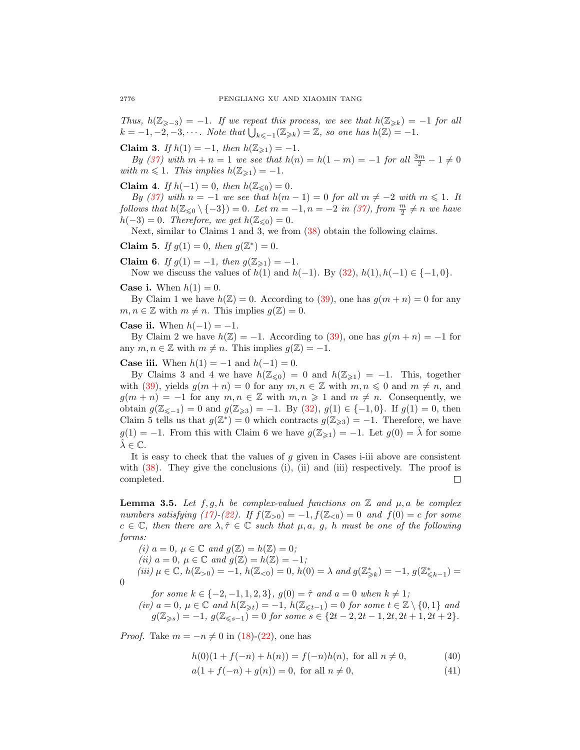*Thus, $h(\mathbb{Z}_{\geqslant -3}) = -1$. If we repeat this process, we see that $h(\mathbb{Z}_{\geqslant k}) = -1$ for all $k = -1, -2, -3, \cdots$. Note that $\bigcup_{k\leqslant -1}(\mathbb{Z}_{\geqslant k}) = \mathbb{Z}$, so one has $h(\mathbb{Z}) = -1$.*

**Claim 3**. *If $h(1) = -1$, then $h(\mathbb{Z}_{\geqslant 1}) = -1$.*

*By (37) with $m + n = 1$ we see that $h(n) = h(1 - m) = -1$ for all $\frac{3m}{2} - 1 \neq 0$ with $m \leqslant 1$. This implies $h(\mathbb{Z}_{\geqslant 1}) = -1$.*

**Claim 4**. *If $h(-1) = 0$, then $h(\mathbb{Z}_{\leqslant 0}) = 0$.*

*By (37) with $n = -1$ we see that $h(m - 1) = 0$ for all $m \neq -2$ with $m \leqslant 1$. It follows that $h(\mathbb{Z}_{\leqslant 0} \setminus \{-3\}) = 0$. Let $m = -1, n = -2$ in (37), from $\frac{m}{2} \neq n$ we have $h(-3) = 0$. Therefore, we get $h(\mathbb{Z}_{\leqslant 0}) = 0$.*

Next, similar to Claims 1 and 3, we from (38) obtain the following claims.

**Claim 5**. *If $g(1) = 0$, then $g(\mathbb{Z}^*) = 0$.*

**Claim 6**. *If $g(1) = -1$, then $g(\mathbb{Z}_{\geqslant 1}) = -1$.*

Now we discuss the values of $h(1)$ and $h(-1)$. By (32), $h(1), h(-1) \in \{-1, 0\}$.

**Case i.** When $h(1) = 0$.

By Claim 1 we have $h(\mathbb{Z}) = 0$. According to (39), one has $g(m + n) = 0$ for any $m, n \in \mathbb{Z}$ with $m \neq n$. This implies $g(\mathbb{Z}) = 0$.

**Case ii.** When $h(-1) = -1$.

By Claim 2 we have $h(\mathbb{Z}) = -1$. According to (39), one has $g(m + n) = -1$ for any $m, n \in \mathbb{Z}$ with $m \neq n$. This implies $g(\mathbb{Z}) = -1$.

**Case iii.** When $h(1) = -1$ and $h(-1) = 0$.

By Claims 3 and 4 we have $h(\mathbb{Z}_{\leqslant 0}) = 0$ and $h(\mathbb{Z}_{\geqslant 1}) = -1$. This, together with (39), yields $g(m + n) = 0$ for any $m, n \in \mathbb{Z}$ with $m, n \leqslant 0$ and $m \neq n$, and $g(m + n) = -1$ for any $m, n \in \mathbb{Z}$ with $m, n \geqslant 1$ and $m \neq n$. Consequently, we obtain $g(\mathbb{Z}_{\leqslant -1}) = 0$ and $g(\mathbb{Z}_{\geqslant 3}) = -1$. By (32), $g(1) \in \{-1, 0\}$. If $g(1) = 0$, then Claim 5 tells us that $g(\mathbb{Z}^*) = 0$ which contracts $g(\mathbb{Z}_{\geqslant 3}) = -1$. Therefore, we have $g(1) = -1$. From this with Claim 6 we have $g(\mathbb{Z}_{\geqslant 1}) = -1$. Let $g(0) = \hat{\lambda}$ for some $\hat{\lambda} \in \mathbb{C}$.

It is easy to check that the values of $g$ given in Cases i-iii above are consistent with (38). They give the conclusions (i), (ii) and (iii) respectively. The proof is completed. ∎

**Lemma 3.5.** *Let $f, g, h$ be complex-valued functions on $\mathbb{Z}$ and $\mu, a$ be complex numbers satisfying (17)-(22). If $f(\mathbb{Z}_{>0}) = -1, f(\mathbb{Z}_{<0}) = 0$ and $f(0) = c$ for some $c \in \mathbb{C}$, then there are $\lambda, \hat{\tau} \in \mathbb{C}$ such that $\mu, a, g, h$ must be one of the following forms:*

*(i) $a = 0$, $\mu \in \mathbb{C}$ and $g(\mathbb{Z}) = h(\mathbb{Z}) = 0$;*

*(ii) $a = 0$, $\mu \in \mathbb{C}$ and $g(\mathbb{Z}) = h(\mathbb{Z}) = -1$;*

*(iii) $\mu \in \mathbb{C}$, $h(\mathbb{Z}_{>0}) = -1$, $h(\mathbb{Z}_{<0}) = 0$, $h(0) = \lambda$ and $g(\mathbb{Z}^*_{\geqslant k}) = -1$, $g(\mathbb{Z}^*_{\leqslant k-1}) = 0$ for some $k \in \{-2, -1, 1, 2, 3\}$, $g(0) = \hat{\tau}$ and $a = 0$ when $k \neq 1$;*

*(iv) $a = 0$, $\mu \in \mathbb{C}$ and $h(\mathbb{Z}_{\geqslant t}) = -1$, $h(\mathbb{Z}_{\leqslant t-1}) = 0$ for some $t \in \mathbb{Z} \setminus \{0, 1\}$ and $g(\mathbb{Z}_{\geqslant s}) = -1$, $g(\mathbb{Z}_{\leqslant s-1}) = 0$ for some $s \in \{2t-2, 2t-1, 2t, 2t+1, 2t+2\}$.*

*Proof.* Take $m = -n \neq 0$ in (18)-(22), one has

$$h(0)(1 + f(-n) + h(n)) = f(-n)h(n), \text{ for all } n \neq 0, \tag{40}$$

$$a(1 + f(-n) + g(n)) = 0, \text{ for all } n \neq 0, \tag{41}$$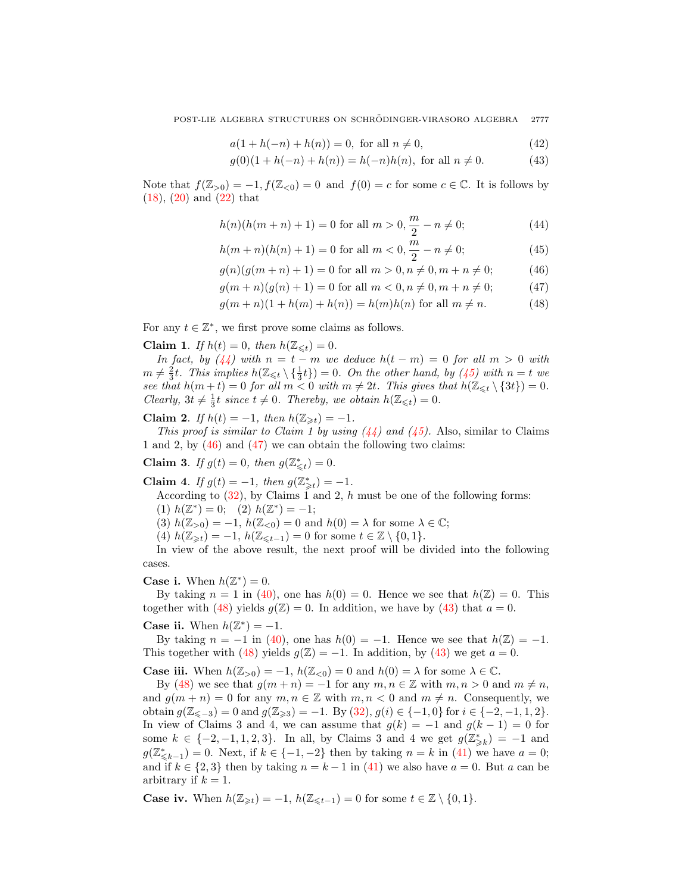$$a(1 + h(-n) + h(n)) = 0, \text{ for all } n \neq 0, \tag{42}$$

$$g(0)(1 + h(-n) + h(n)) = h(-n)h(n), \text{ for all } n \neq 0. \tag{43}$$

Note that $f(\mathbb{Z}_{>0}) = -1, f(\mathbb{Z}_{<0}) = 0$ and $f(0) = c$ for some $c \in \mathbb{C}$. It is follows by (18), (20) and (22) that

$$h(n)(h(m+n)+1) = 0 \text{ for all } m > 0, \frac{m}{2} - n \neq 0; \tag{44}$$

$$h(m+n)(h(n)+1) = 0 \text{ for all } m < 0, \frac{m}{2} - n \neq 0; \tag{45}$$

$$g(n)(g(m+n)+1) = 0 \text{ for all } m > 0, n \neq 0, m+n \neq 0; \tag{46}$$

$$g(m+n)(g(n)+1) = 0 \text{ for all } m < 0, n \neq 0, m+n \neq 0; \tag{47}$$

$$g(m+n)(1 + h(m) + h(n)) = h(m)h(n) \text{ for all } m \neq n. \tag{48}$$

For any $t \in \mathbb{Z}^*$, we first prove some claims as follows.

**Claim 1**. *If $h(t) = 0$, then $h(\mathbb{Z}_{\leqslant t}) = 0$.*

*In fact, by (44) with $n = t - m$ we deduce $h(t-m) = 0$ for all $m > 0$ with $m \neq \frac{2}{3}t$. This implies $h(\mathbb{Z}_{\leqslant t} \setminus \{\frac{1}{3}t\}) = 0$. On the other hand, by (45) with $n = t$ we see that $h(m+t) = 0$ for all $m < 0$ with $m \neq 2t$. This gives that $h(\mathbb{Z}_{\leqslant t} \setminus \{3t\}) = 0$. Clearly, $3t \neq \frac{1}{3}t$ since $t \neq 0$. Thereby, we obtain $h(\mathbb{Z}_{\leqslant t}) = 0$.*

**Claim 2**. *If $h(t) = -1$, then $h(\mathbb{Z}_{\geqslant t}) = -1$.*

*This proof is similar to Claim 1 by using (44) and (45).* Also, similar to Claims 1 and 2, by (46) and (47) we can obtain the following two claims:

**Claim 3**. *If $g(t) = 0$, then $g(\mathbb{Z}^*_{\leqslant t}) = 0$.*

**Claim 4**. *If $g(t) = -1$, then $g(\mathbb{Z}^*_{\geqslant t}) = -1$.*

According to (32), by Claims 1 and 2, $h$ must be one of the following forms:

(1) $h(\mathbb{Z}^*) = 0$; (2) $h(\mathbb{Z}^*) = -1$;

(3) $h(\mathbb{Z}_{>0}) = -1$, $h(\mathbb{Z}_{<0}) = 0$ and $h(0) = \lambda$ for some $\lambda \in \mathbb{C}$;

(4) $h(\mathbb{Z}_{\geqslant t}) = -1$, $h(\mathbb{Z}_{\leqslant t-1}) = 0$ for some $t \in \mathbb{Z} \setminus \{0, 1\}$.

In view of the above result, the next proof will be divided into the following cases.

**Case i.** When $h(\mathbb{Z}^*) = 0$.

By taking $n = 1$ in (40), one has $h(0) = 0$. Hence we see that $h(\mathbb{Z}) = 0$. This together with (48) yields $g(\mathbb{Z}) = 0$. In addition, we have by (43) that $a = 0$.

**Case ii.** When $h(\mathbb{Z}^*) = -1$.

By taking $n = -1$ in (40), one has $h(0) = -1$. Hence we see that $h(\mathbb{Z}) = -1$. This together with (48) yields $g(\mathbb{Z}) = -1$. In addition, by (43) we get $a = 0$.

**Case iii.** When $h(\mathbb{Z}_{>0}) = -1$, $h(\mathbb{Z}_{<0}) = 0$ and $h(0) = \lambda$ for some $\lambda \in \mathbb{C}$.

By (48) we see that $g(m+n) = -1$ for any $m, n \in \mathbb{Z}$ with $m, n > 0$ and $m \neq n$, and $g(m+n) = 0$ for any $m, n \in \mathbb{Z}$ with $m, n < 0$ and $m \neq n$. Consequently, we obtain $g(\mathbb{Z}_{\leqslant -3}) = 0$ and $g(\mathbb{Z}_{\geqslant 3}) = -1$. By (32), $g(i) \in \{-1, 0\}$ for $i \in \{-2, -1, 1, 2\}$. In view of Claims 3 and 4, we can assume that $g(k) = -1$ and $g(k-1) = 0$ for some $k \in \{-2, -1, 1, 2, 3\}$. In all, by Claims 3 and 4 we get $g(\mathbb{Z}^*_{\geqslant k}) = -1$ and $g(\mathbb{Z}^*_{\leqslant k-1}) = 0$. Next, if $k \in \{-1, -2\}$ then by taking $n = k$ in (41) we have $a = 0$; and if $k \in \{2, 3\}$ then by taking $n = k - 1$ in (41) we also have $a = 0$. But $a$ can be arbitrary if $k = 1$.

**Case iv.** When $h(\mathbb{Z}_{\geqslant t}) = -1$, $h(\mathbb{Z}_{\leqslant t-1}) = 0$ for some $t \in \mathbb{Z} \setminus \{0, 1\}$.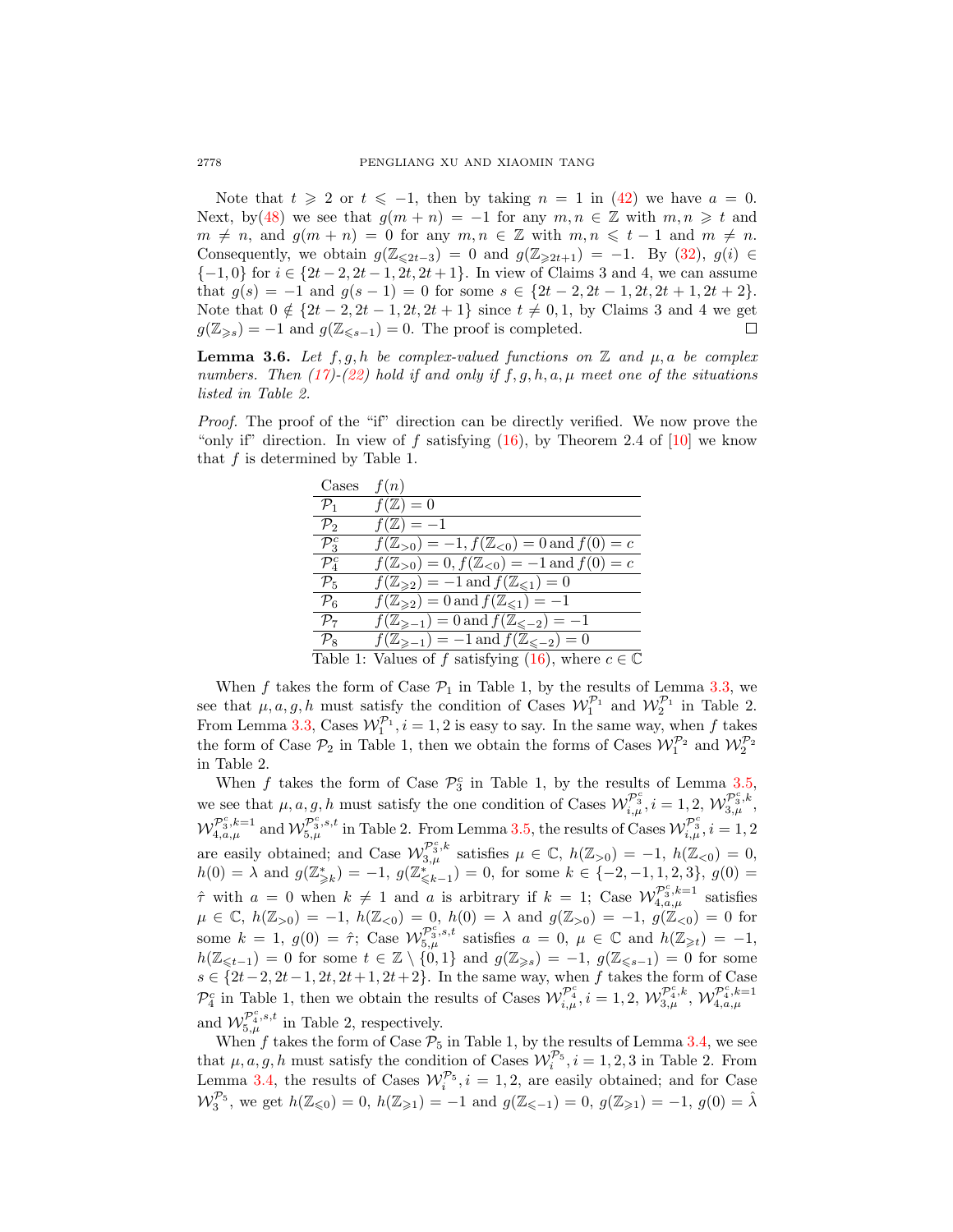Note that $t \geqslant 2$ or $t \leqslant -1$, then by taking $n = 1$ in (42) we have $a = 0$. Next, by(48) we see that $g(m+n) = -1$ for any $m, n \in \mathbb{Z}$ with $m, n \geqslant t$ and $m \neq n$, and $g(m+n) = 0$ for any $m, n \in \mathbb{Z}$ with $m, n \leqslant t-1$ and $m \neq n$. Consequently, we obtain $g(\mathbb{Z}_{\leqslant 2t-3}) = 0$ and $g(\mathbb{Z}_{\geqslant 2t+1}) = -1$. By (32), $g(i) \in \{-1, 0\}$ for $i \in \{2t-2, 2t-1, 2t, 2t+1\}$. In view of Claims 3 and 4, we can assume that $g(s) = -1$ and $g(s-1) = 0$ for some $s \in \{2t-2, 2t-1, 2t, 2t+1, 2t+2\}$. Note that $0 \notin \{2t-2, 2t-1, 2t, 2t+1\}$ since $t \neq 0, 1$, by Claims 3 and 4 we get $g(\mathbb{Z}_{\geqslant s}) = -1$ and $g(\mathbb{Z}_{\leqslant s-1}) = 0$. The proof is completed. $\square$

**Lemma 3.6.** *Let $f, g, h$ be complex-valued functions on $\mathbb{Z}$ and $\mu, a$ be complex numbers. Then (17)-(22) hold if and only if $f, g, h, a, \mu$ meet one of the situations listed in Table 2.*

*Proof.* The proof of the "if" direction can be directly verified. We now prove the "only if" direction. In view of $f$ satisfying (16), by Theorem 2.4 of [10] we know that $f$ is determined by Table 1.

| Cases | $f(n)$ |
|---|---|
| $\mathcal{P}_1$ | $f(\mathbb{Z}) = 0$ |
| $\mathcal{P}_2$ | $f(\mathbb{Z}) = -1$ |
| $\mathcal{P}_3^c$ | $f(\mathbb{Z}_{>0}) = -1, f(\mathbb{Z}_{<0}) = 0$ and $f(0) = c$ |
| $\mathcal{P}_4^c$ | $f(\mathbb{Z}_{>0}) = 0, f(\mathbb{Z}_{<0}) = -1$ and $f(0) = c$ |
| $\mathcal{P}_5$ | $f(\mathbb{Z}_{\geqslant 2}) = -1$ and $f(\mathbb{Z}_{\leqslant 1}) = 0$ |
| $\mathcal{P}_6$ | $f(\mathbb{Z}_{\geqslant 2}) = 0$ and $f(\mathbb{Z}_{\leqslant 1}) = -1$ |
| $\mathcal{P}_7$ | $f(\mathbb{Z}_{\geqslant -1}) = 0$ and $f(\mathbb{Z}_{\leqslant -2}) = -1$ |
| $\mathcal{P}_8$ | $f(\mathbb{Z}_{\geqslant -1}) = -1$ and $f(\mathbb{Z}_{\leqslant -2}) = 0$ |

Table 1: Values of $f$ satisfying (16), where $c \in \mathbb{C}$

When $f$ takes the form of Case $\mathcal{P}_1$ in Table 1, by the results of Lemma 3.3, we see that $\mu, a, g, h$ must satisfy the condition of Cases $\mathcal{W}_1^{\mathcal{P}_1}$ and $\mathcal{W}_2^{\mathcal{P}_1}$ in Table 2. From Lemma 3.3, Cases $\mathcal{W}_i^{\mathcal{P}_1}, i = 1, 2$ is easy to say. In the same way, when $f$ takes the form of Case $\mathcal{P}_2$ in Table 1, then we obtain the forms of Cases $\mathcal{W}_1^{\mathcal{P}_2}$ and $\mathcal{W}_2^{\mathcal{P}_2}$ in Table 2.

When $f$ takes the form of Case $\mathcal{P}_3^c$ in Table 1, by the results of Lemma 3.5, we see that $\mu, a, g, h$ must satisfy the one condition of Cases $\mathcal{W}_{i,\mu}^{\mathcal{P}_3^c}, i = 1, 2$, $\mathcal{W}_{3,\mu}^{\mathcal{P}_3^c,k}$, $\mathcal{W}_{4,a,\mu}^{\mathcal{P}_3^c,k=1}$ and $\mathcal{W}_{5,\mu}^{\mathcal{P}_3^c,s,t}$ in Table 2. From Lemma 3.5, the results of Cases $\mathcal{W}_{i,\mu}^{\mathcal{P}_3^c}, i = 1, 2$ are easily obtained; and Case $\mathcal{W}_{3,\mu}^{\mathcal{P}_3^c,k}$ satisfies $\mu \in \mathbb{C}$, $h(\mathbb{Z}_{>0}) = -1$, $h(\mathbb{Z}_{<0}) = 0$, $h(0) = \lambda$ and $g(\mathbb{Z}^*_{\geqslant k}) = -1$, $g(\mathbb{Z}^*_{\leqslant k-1}) = 0$, for some $k \in \{-2, -1, 1, 2, 3\}$, $g(0) = \hat{\tau}$ with $a = 0$ when $k \neq 1$ and $a$ is arbitrary if $k = 1$; Case $\mathcal{W}_{4,a,\mu}^{\mathcal{P}_3^c,k=1}$ satisfies $\mu \in \mathbb{C}$, $h(\mathbb{Z}_{>0}) = -1$, $h(\mathbb{Z}_{<0}) = 0$, $h(0) = \lambda$ and $g(\mathbb{Z}_{>0}) = -1$, $g(\mathbb{Z}_{<0}) = 0$ for some $k = 1$, $g(0) = \hat{\tau}$; Case $\mathcal{W}_{5,\mu}^{\mathcal{P}_3^c,s,t}$ satisfies $a = 0$, $\mu \in \mathbb{C}$ and $h(\mathbb{Z}_{\geqslant t}) = -1$, $h(\mathbb{Z}_{\leqslant t-1}) = 0$ for some $t \in \mathbb{Z} \setminus \{0, 1\}$ and $g(\mathbb{Z}_{\geqslant s}) = -1$, $g(\mathbb{Z}_{\leqslant s-1}) = 0$ for some $s \in \{2t-2, 2t-1, 2t, 2t+1, 2t+2\}$. In the same way, when $f$ takes the form of Case $\mathcal{P}_4^c$ in Table 1, then we obtain the results of Cases $\mathcal{W}_{i,\mu}^{\mathcal{P}_4^c}, i = 1, 2$, $\mathcal{W}_{3,\mu}^{\mathcal{P}_4^c,k}$, $\mathcal{W}_{4,a,\mu}^{\mathcal{P}_4^c,k=1}$ and $\mathcal{W}_{5,\mu}^{\mathcal{P}_4^c,s,t}$ in Table 2, respectively.

When $f$ takes the form of Case $\mathcal{P}_5$ in Table 1, by the results of Lemma 3.4, we see that $\mu, a, g, h$ must satisfy the condition of Cases $\mathcal{W}_i^{\mathcal{P}_5}, i = 1, 2, 3$ in Table 2. From Lemma 3.4, the results of Cases $\mathcal{W}_i^{\mathcal{P}_5}, i = 1, 2$, are easily obtained; and for Case $\mathcal{W}_3^{\mathcal{P}_5}$, we get $h(\mathbb{Z}_{\leqslant 0}) = 0$, $h(\mathbb{Z}_{\geqslant 1}) = -1$ and $g(\mathbb{Z}_{\leqslant -1}) = 0$, $g(\mathbb{Z}_{\geqslant 1}) = -1$, $g(0) = \hat{\lambda}$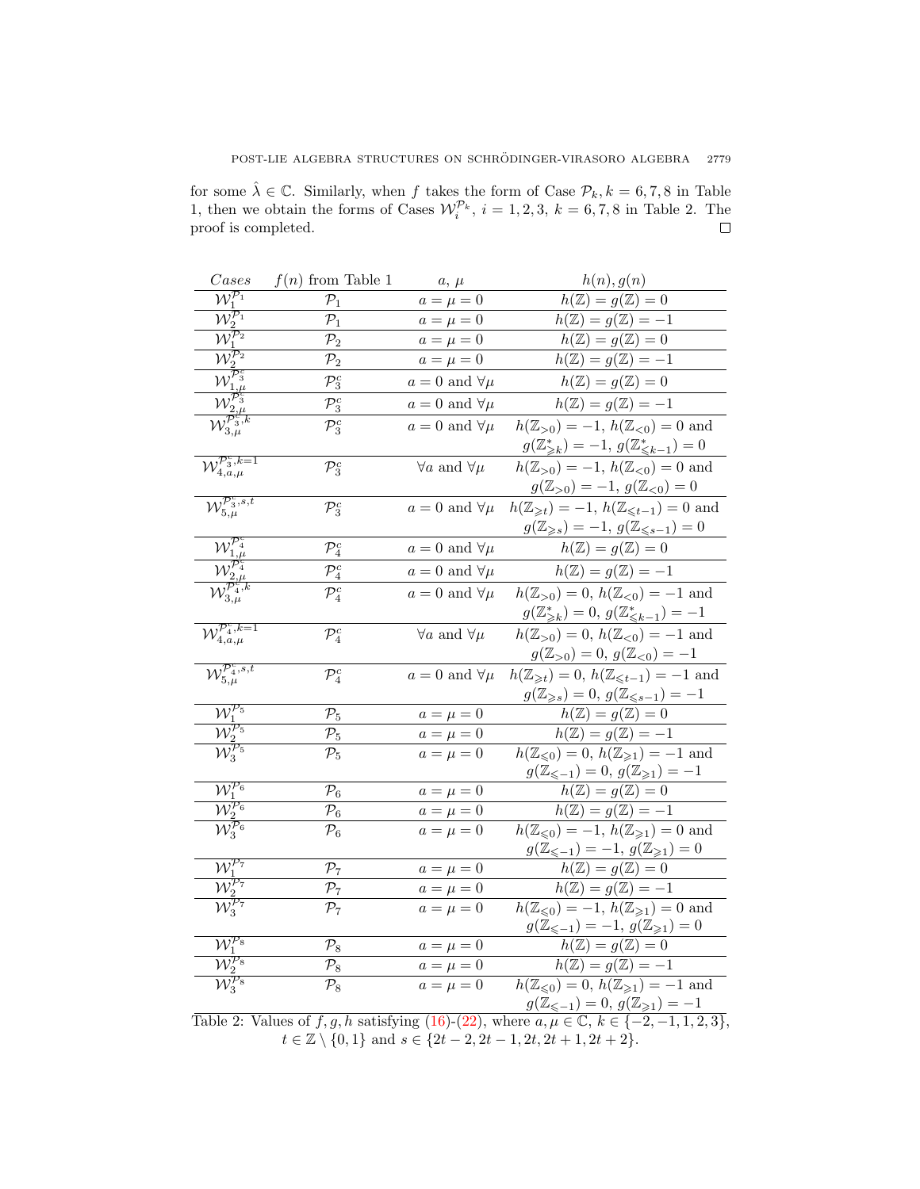for some $\hat{\lambda} \in \mathbb{C}$. Similarly, when $f$ takes the form of Case $\mathcal{P}_k, k = 6, 7, 8$ in Table 1, then we obtain the forms of Cases $\mathcal{W}_i^{\mathcal{P}_k}$, $i = 1, 2, 3$, $k = 6, 7, 8$ in Table 2. The proof is completed. $\square$

| *Cases* | $f(n)$ from Table 1 | $a$, $\mu$ | $h(n), g(n)$ |
|---|---|---|---|
| $\mathcal{W}_1^{\mathcal{P}_1}$ | $\mathcal{P}_1$ | $a = \mu = 0$ | $h(\mathbb{Z}) = g(\mathbb{Z}) = 0$ |
| $\mathcal{W}_2^{\mathcal{P}_1}$ | $\mathcal{P}_1$ | $a = \mu = 0$ | $h(\mathbb{Z}) = g(\mathbb{Z}) = -1$ |
| $\mathcal{W}_1^{\mathcal{P}_2}$ | $\mathcal{P}_2$ | $a = \mu = 0$ | $h(\mathbb{Z}) = g(\mathbb{Z}) = 0$ |
| $\mathcal{W}_2^{\mathcal{P}_2}$ | $\mathcal{P}_2$ | $a = \mu = 0$ | $h(\mathbb{Z}) = g(\mathbb{Z}) = -1$ |
| $\mathcal{W}_{1,\mu}^{\mathcal{P}_3^c}$ | $\mathcal{P}_3^c$ | $a = 0$ and $\forall\mu$ | $h(\mathbb{Z}) = g(\mathbb{Z}) = 0$ |
| $\mathcal{W}_{2,\mu}^{\mathcal{P}_3^c}$ | $\mathcal{P}_3^c$ | $a = 0$ and $\forall\mu$ | $h(\mathbb{Z}) = g(\mathbb{Z}) = -1$ |
| $\mathcal{W}_{3,\mu}^{\mathcal{P}_3^c,k}$ | $\mathcal{P}_3^c$ | $a = 0$ and $\forall\mu$ | $h(\mathbb{Z}_{>0}) = -1$, $h(\mathbb{Z}_{<0}) = 0$ and $g(\mathbb{Z}^*_{\geqslant k}) = -1$, $g(\mathbb{Z}^*_{\leqslant k-1}) = 0$ |
| $\mathcal{W}_{4,a,\mu}^{\mathcal{P}_3^c,k=1}$ | $\mathcal{P}_3^c$ | $\forall a$ and $\forall\mu$ | $h(\mathbb{Z}_{>0}) = -1$, $h(\mathbb{Z}_{<0}) = 0$ and $g(\mathbb{Z}_{>0}) = -1$, $g(\mathbb{Z}_{<0}) = 0$ |
| $\mathcal{W}_{5,\mu}^{\mathcal{P}_3^c,s,t}$ | $\mathcal{P}_3^c$ | $a = 0$ and $\forall\mu$ | $h(\mathbb{Z}_{\geqslant t}) = -1$, $h(\mathbb{Z}_{\leqslant t-1}) = 0$ and $g(\mathbb{Z}_{\geqslant s}) = -1$, $g(\mathbb{Z}_{\leqslant s-1}) = 0$ |
| $\mathcal{W}_{1,\mu}^{\mathcal{P}_4^c}$ | $\mathcal{P}_4^c$ | $a = 0$ and $\forall\mu$ | $h(\mathbb{Z}) = g(\mathbb{Z}) = 0$ |
| $\mathcal{W}_{2,\mu}^{\mathcal{P}_4^c}$ | $\mathcal{P}_4^c$ | $a = 0$ and $\forall\mu$ | $h(\mathbb{Z}) = g(\mathbb{Z}) = -1$ |
| $\mathcal{W}_{3,\mu}^{\mathcal{P}_4^c,k}$ | $\mathcal{P}_4^c$ | $a = 0$ and $\forall\mu$ | $h(\mathbb{Z}_{>0}) = 0$, $h(\mathbb{Z}_{<0}) = -1$ and $g(\mathbb{Z}^*_{\geqslant k}) = 0$, $g(\mathbb{Z}^*_{\leqslant k-1}) = -1$ |
| $\mathcal{W}_{4,a,\mu}^{\mathcal{P}_4^c,k=1}$ | $\mathcal{P}_4^c$ | $\forall a$ and $\forall\mu$ | $h(\mathbb{Z}_{>0}) = 0$, $h(\mathbb{Z}_{<0}) = -1$ and $g(\mathbb{Z}_{>0}) = 0$, $g(\mathbb{Z}_{<0}) = -1$ |
| $\mathcal{W}_{5,\mu}^{\mathcal{P}_4^c,s,t}$ | $\mathcal{P}_4^c$ | $a = 0$ and $\forall\mu$ | $h(\mathbb{Z}_{\geqslant t}) = 0$, $h(\mathbb{Z}_{\leqslant t-1}) = -1$ and $g(\mathbb{Z}_{\geqslant s}) = 0$, $g(\mathbb{Z}_{\leqslant s-1}) = -1$ |
| $\mathcal{W}_1^{\mathcal{P}_5}$ | $\mathcal{P}_5$ | $a = \mu = 0$ | $h(\mathbb{Z}) = g(\mathbb{Z}) = 0$ |
| $\mathcal{W}_2^{\mathcal{P}_5}$ | $\mathcal{P}_5$ | $a = \mu = 0$ | $h(\mathbb{Z}) = g(\mathbb{Z}) = -1$ |
| $\mathcal{W}_3^{\mathcal{P}_5}$ | $\mathcal{P}_5$ | $a = \mu = 0$ | $h(\mathbb{Z}_{\leqslant 0}) = 0$, $h(\mathbb{Z}_{\geqslant 1}) = -1$ and $g(\mathbb{Z}_{\leqslant -1}) = 0$, $g(\mathbb{Z}_{\geqslant 1}) = -1$ |
| $\mathcal{W}_1^{\mathcal{P}_6}$ | $\mathcal{P}_6$ | $a = \mu = 0$ | $h(\mathbb{Z}) = g(\mathbb{Z}) = 0$ |
| $\mathcal{W}_2^{\mathcal{P}_6}$ | $\mathcal{P}_6$ | $a = \mu = 0$ | $h(\mathbb{Z}) = g(\mathbb{Z}) = -1$ |
| $\mathcal{W}_3^{\mathcal{P}_6}$ | $\mathcal{P}_6$ | $a = \mu = 0$ | $h(\mathbb{Z}_{\leqslant 0}) = -1$, $h(\mathbb{Z}_{\geqslant 1}) = 0$ and $g(\mathbb{Z}_{\leqslant -1}) = -1$, $g(\mathbb{Z}_{\geqslant 1}) = 0$ |
| $\mathcal{W}_1^{\mathcal{P}_7}$ | $\mathcal{P}_7$ | $a = \mu = 0$ | $h(\mathbb{Z}) = g(\mathbb{Z}) = 0$ |
| $\mathcal{W}_2^{\mathcal{P}_7}$ | $\mathcal{P}_7$ | $a = \mu = 0$ | $h(\mathbb{Z}) = g(\mathbb{Z}) = -1$ |
| $\mathcal{W}_3^{\mathcal{P}_7}$ | $\mathcal{P}_7$ | $a = \mu = 0$ | $h(\mathbb{Z}_{\leqslant 0}) = -1$, $h(\mathbb{Z}_{\geqslant 1}) = 0$ and $g(\mathbb{Z}_{\leqslant -1}) = -1$, $g(\mathbb{Z}_{\geqslant 1}) = 0$ |
| $\mathcal{W}_1^{\mathcal{P}_8}$ | $\mathcal{P}_8$ | $a = \mu = 0$ | $h(\mathbb{Z}) = g(\mathbb{Z}) = 0$ |
| $\mathcal{W}_2^{\mathcal{P}_8}$ | $\mathcal{P}_8$ | $a = \mu = 0$ | $h(\mathbb{Z}) = g(\mathbb{Z}) = -1$ |
| $\mathcal{W}_3^{\mathcal{P}_8}$ | $\mathcal{P}_8$ | $a = \mu = 0$ | $h(\mathbb{Z}_{\leqslant 0}) = 0$, $h(\mathbb{Z}_{\geqslant 1}) = -1$ and $g(\mathbb{Z}_{\leqslant -1}) = 0$, $g(\mathbb{Z}_{\geqslant 1}) = -1$ |

Table 2: Values of $f, g, h$ satisfying (16)-(22), where $a, \mu \in \mathbb{C}$, $k \in \{-2, -1, 1, 2, 3\}$, $t \in \mathbb{Z} \setminus \{0, 1\}$ and $s \in \{2t-2, 2t-1, 2t, 2t+1, 2t+2\}$.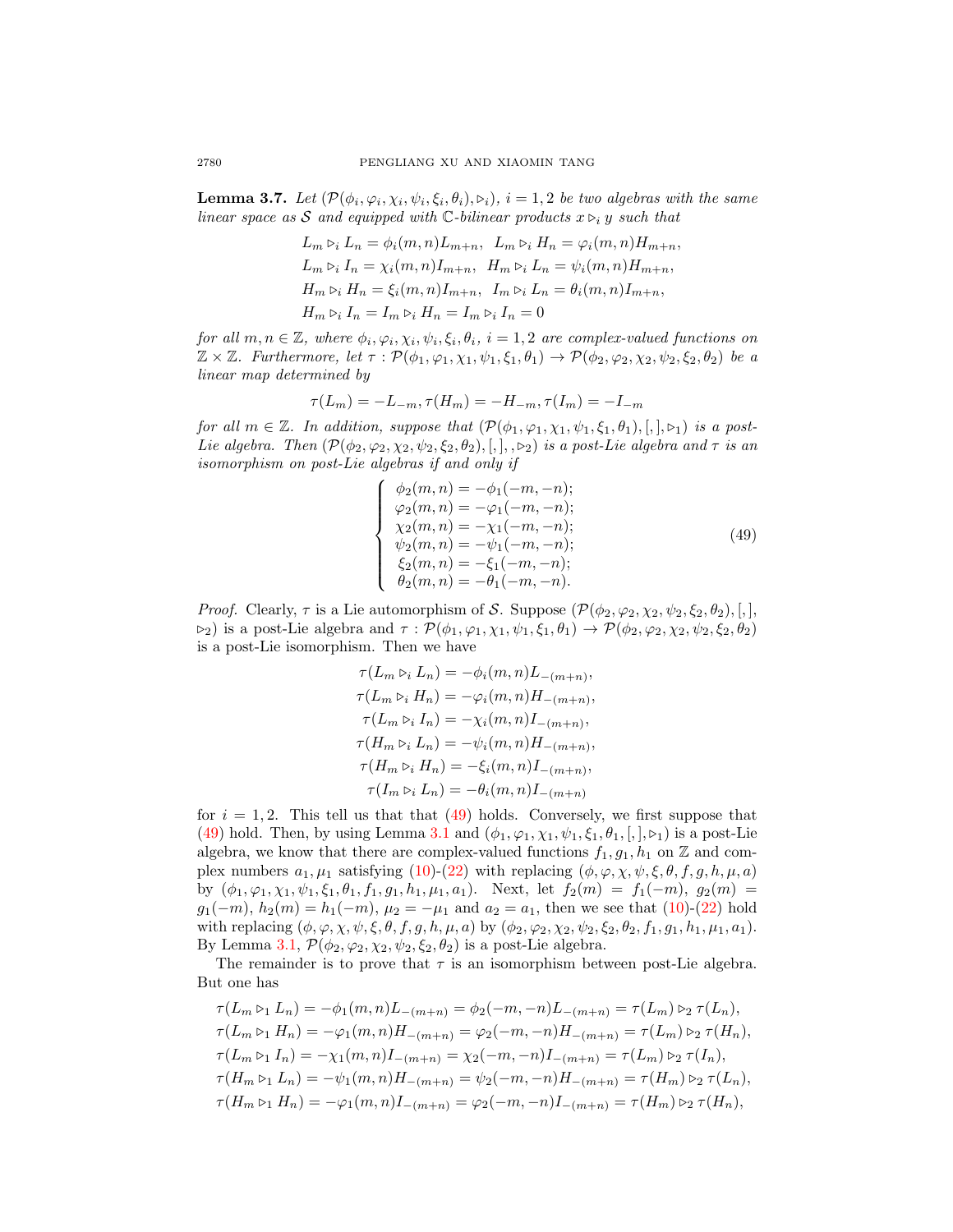**Lemma 3.7.** *Let $(\mathcal{P}(\phi_i, \varphi_i, \chi_i, \psi_i, \xi_i, \theta_i), \triangleright_i)$, $i = 1, 2$ be two algebras with the same linear space as $\mathcal{S}$ and equipped with $\mathbb{C}$-bilinear products $x \triangleright_i y$ such that*

$$
\begin{aligned}
&L_m \triangleright_i L_n = \phi_i(m,n)L_{m+n}, \;\; L_m \triangleright_i H_n = \varphi_i(m,n)H_{m+n},\\
&L_m \triangleright_i I_n = \chi_i(m,n)I_{m+n}, \;\; H_m \triangleright_i L_n = \psi_i(m,n)H_{m+n},\\
&H_m \triangleright_i H_n = \xi_i(m,n)I_{m+n}, \;\; I_m \triangleright_i L_n = \theta_i(m,n)I_{m+n},\\
&H_m \triangleright_i I_n = I_m \triangleright_i H_n = I_m \triangleright_i I_n = 0
\end{aligned}
$$

*for all $m, n \in \mathbb{Z}$, where $\phi_i, \varphi_i, \chi_i, \psi_i, \xi_i, \theta_i$, $i = 1, 2$ are complex-valued functions on $\mathbb{Z} \times \mathbb{Z}$. Furthermore, let $\tau : \mathcal{P}(\phi_1, \varphi_1, \chi_1, \psi_1, \xi_1, \theta_1) \to \mathcal{P}(\phi_2, \varphi_2, \chi_2, \psi_2, \xi_2, \theta_2)$ be a linear map determined by*

$$\tau(L_m) = -L_{-m}, \tau(H_m) = -H_{-m}, \tau(I_m) = -I_{-m}$$

*for all $m \in \mathbb{Z}$. In addition, suppose that $(\mathcal{P}(\phi_1, \varphi_1, \chi_1, \psi_1, \xi_1, \theta_1), [,], \triangleright_1)$ is a post-Lie algebra. Then $(\mathcal{P}(\phi_2, \varphi_2, \chi_2, \psi_2, \xi_2, \theta_2), [,], , \triangleright_2)$ is a post-Lie algebra and $\tau$ is an isomorphism on post-Lie algebras if and only if*

$$
\begin{cases}
\phi_2(m,n) = -\phi_1(-m,-n);\\
\varphi_2(m,n) = -\varphi_1(-m,-n);\\
\chi_2(m,n) = -\chi_1(-m,-n);\\
\psi_2(m,n) = -\psi_1(-m,-n);\\
\xi_2(m,n) = -\xi_1(-m,-n);\\
\theta_2(m,n) = -\theta_1(-m,-n).
\end{cases}
\tag{49}
$$

*Proof.* Clearly, $\tau$ is a Lie automorphism of $\mathcal{S}$. Suppose $(\mathcal{P}(\phi_2, \varphi_2, \chi_2, \psi_2, \xi_2, \theta_2), [,], \triangleright_2)$ is a post-Lie algebra and $\tau : \mathcal{P}(\phi_1, \varphi_1, \chi_1, \psi_1, \xi_1, \theta_1) \to \mathcal{P}(\phi_2, \varphi_2, \chi_2, \psi_2, \xi_2, \theta_2)$ is a post-Lie isomorphism. Then we have

$$
\begin{aligned}
\tau(L_m \triangleright_i L_n) &= -\phi_i(m,n)L_{-(m+n)},\\
\tau(L_m \triangleright_i H_n) &= -\varphi_i(m,n)H_{-(m+n)},\\
\tau(L_m \triangleright_i I_n) &= -\chi_i(m,n)I_{-(m+n)},\\
\tau(H_m \triangleright_i L_n) &= -\psi_i(m,n)H_{-(m+n)},\\
\tau(H_m \triangleright_i H_n) &= -\xi_i(m,n)I_{-(m+n)},\\
\tau(I_m \triangleright_i L_n) &= -\theta_i(m,n)I_{-(m+n)}
\end{aligned}
$$

for $i = 1, 2$. This tell us that that (49) holds. Conversely, we first suppose that (49) hold. Then, by using Lemma 3.1 and $(\phi_1, \varphi_1, \chi_1, \psi_1, \xi_1, \theta_1, [,], \triangleright_1)$ is a post-Lie algebra, we know that there are complex-valued functions $f_1, g_1, h_1$ on $\mathbb{Z}$ and complex numbers $a_1, \mu_1$ satisfying (10)-(22) with replacing $(\phi, \varphi, \chi, \psi, \xi, \theta, f, g, h, \mu, a)$ by $(\phi_1, \varphi_1, \chi_1, \psi_1, \xi_1, \theta_1, f_1, g_1, h_1, \mu_1, a_1)$. Next, let $f_2(m) = f_1(-m)$, $g_2(m) = g_1(-m)$, $h_2(m) = h_1(-m)$, $\mu_2 = -\mu_1$ and $a_2 = a_1$, then we see that (10)-(22) hold with replacing $(\phi, \varphi, \chi, \psi, \xi, \theta, f, g, h, \mu, a)$ by $(\phi_2, \varphi_2, \chi_2, \psi_2, \xi_2, \theta_2, f_1, g_1, h_1, \mu_1, a_1)$. By Lemma 3.1, $\mathcal{P}(\phi_2, \varphi_2, \chi_2, \psi_2, \xi_2, \theta_2)$ is a post-Lie algebra.

The remainder is to prove that $\tau$ is an isomorphism between post-Lie algebra. But one has

$$
\begin{aligned}
\tau(L_m \triangleright_1 L_n) &= -\phi_1(m,n)L_{-(m+n)} = \phi_2(-m,-n)L_{-(m+n)} = \tau(L_m) \triangleright_2 \tau(L_n),\\
\tau(L_m \triangleright_1 H_n) &= -\varphi_1(m,n)H_{-(m+n)} = \varphi_2(-m,-n)H_{-(m+n)} = \tau(L_m) \triangleright_2 \tau(H_n),\\
\tau(L_m \triangleright_1 I_n) &= -\chi_1(m,n)I_{-(m+n)} = \chi_2(-m,-n)I_{-(m+n)} = \tau(L_m) \triangleright_2 \tau(I_n),\\
\tau(H_m \triangleright_1 L_n) &= -\psi_1(m,n)H_{-(m+n)} = \psi_2(-m,-n)H_{-(m+n)} = \tau(H_m) \triangleright_2 \tau(L_n),\\
\tau(H_m \triangleright_1 H_n) &= -\varphi_1(m,n)I_{-(m+n)} = \varphi_2(-m,-n)I_{-(m+n)} = \tau(H_m) \triangleright_2 \tau(H_n),
\end{aligned}
$$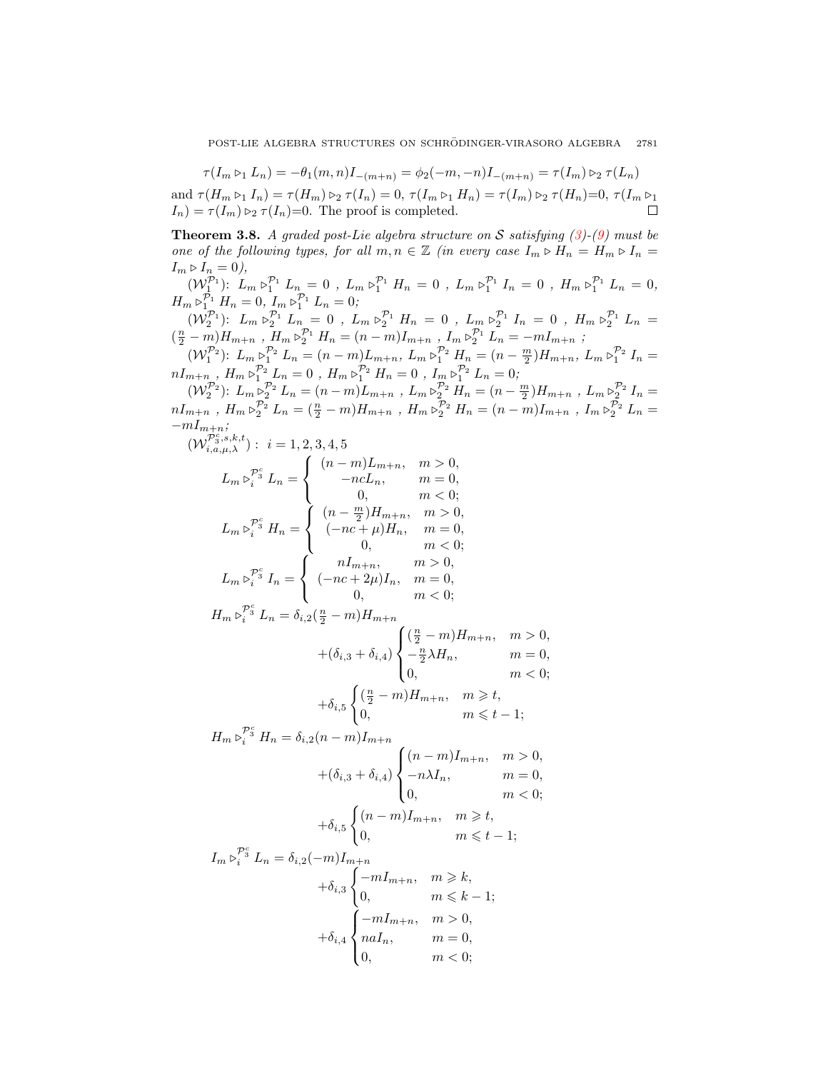$$\tau(I_m \triangleright_1 L_n) = -\theta_1(m,n) I_{-(m+n)} = \phi_2(-m,-n) I_{-(m+n)} = \tau(I_m) \triangleright_2 \tau(L_n)$$

and $\tau(H_m \triangleright_1 I_n) = \tau(H_m) \triangleright_2 \tau(I_n) = 0$, $\tau(I_m \triangleright_1 H_n) = \tau(I_m) \triangleright_2 \tau(H_n)$=0, $\tau(I_m \triangleright_1 I_n) = \tau(I_m) \triangleright_2 \tau(I_n)$=0. The proof is completed. $\square$

**Theorem 3.8.** *A graded post-Lie algebra structure on $\mathcal{S}$ satisfying (3)-(9) must be one of the following types, for all $m,n \in \mathbb{Z}$ (in every case $I_m \triangleright H_n = H_m \triangleright I_n = I_m \triangleright I_n = 0$),*

($\mathcal{W}_1^{\mathcal{P}_1}$): $L_m \triangleright_1^{\mathcal{P}_1} L_n = 0$ , $L_m \triangleright_1^{\mathcal{P}_1} H_n = 0$ , $L_m \triangleright_1^{\mathcal{P}_1} I_n = 0$ , $H_m \triangleright_1^{\mathcal{P}_1} L_n = 0$, $H_m \triangleright_1^{\mathcal{P}_1} H_n = 0$, $I_m \triangleright_1^{\mathcal{P}_1} L_n = 0$;

($\mathcal{W}_2^{\mathcal{P}_1}$): $L_m \triangleright_2^{\mathcal{P}_1} L_n = 0$ , $L_m \triangleright_2^{\mathcal{P}_1} H_n = 0$ , $L_m \triangleright_2^{\mathcal{P}_1} I_n = 0$ , $H_m \triangleright_2^{\mathcal{P}_1} L_n = (\frac{n}{2} - m) H_{m+n}$ , $H_m \triangleright_2^{\mathcal{P}_1} H_n = (n-m) I_{m+n}$ , $I_m \triangleright_2^{\mathcal{P}_1} L_n = -m I_{m+n}$ ;

($\mathcal{W}_1^{\mathcal{P}_2}$): $L_m \triangleright_1^{\mathcal{P}_2} L_n = (n-m) L_{m+n}$, $L_m \triangleright_1^{\mathcal{P}_2} H_n = (n - \frac{m}{2}) H_{m+n}$, $L_m \triangleright_1^{\mathcal{P}_2} I_n = n I_{m+n}$ , $H_m \triangleright_1^{\mathcal{P}_2} L_n = 0$ , $H_m \triangleright_1^{\mathcal{P}_2} H_n = 0$ , $I_m \triangleright_1^{\mathcal{P}_2} L_n = 0$;

($\mathcal{W}_2^{\mathcal{P}_2}$): $L_m \triangleright_2^{\mathcal{P}_2} L_n = (n-m) L_{m+n}$ , $L_m \triangleright_2^{\mathcal{P}_2} H_n = (n - \frac{m}{2}) H_{m+n}$ , $L_m \triangleright_2^{\mathcal{P}_2} I_n = n I_{m+n}$ , $H_m \triangleright_2^{\mathcal{P}_2} L_n = (\frac{n}{2} - m) H_{m+n}$ , $H_m \triangleright_2^{\mathcal{P}_2} H_n = (n-m) I_{m+n}$ , $I_m \triangleright_2^{\mathcal{P}_2} L_n = -m I_{m+n}$;

($\mathcal{W}_{i,a,\mu,\lambda}^{\mathcal{P}_3^c,s,k,t}$) : $i = 1,2,3,4,5$

$$L_m \triangleright_i^{\mathcal{P}_3^c} L_n = \begin{cases} (n-m) L_{m+n}, & m > 0, \\ -nc L_n, & m = 0, \\ 0, & m < 0; \end{cases}$$

$$L_m \triangleright_i^{\mathcal{P}_3^c} H_n = \begin{cases} (n - \frac{m}{2}) H_{m+n}, & m > 0, \\ (-nc + \mu) H_n, & m = 0, \\ 0, & m < 0; \end{cases}$$

$$L_m \triangleright_i^{\mathcal{P}_3^c} I_n = \begin{cases} n I_{m+n}, & m > 0, \\ (-nc + 2\mu) I_n, & m = 0, \\ 0, & m < 0; \end{cases}$$

$$H_m \triangleright_i^{\mathcal{P}_3^c} L_n = \delta_{i,2} (\tfrac{n}{2} - m) H_{m+n} + (\delta_{i,3} + \delta_{i,4}) \begin{cases} (\frac{n}{2} - m) H_{m+n}, & m > 0, \\ -\frac{n}{2} \lambda H_n, & m = 0, \\ 0, & m < 0; \end{cases} + \delta_{i,5} \begin{cases} (\frac{n}{2} - m) H_{m+n}, & m \geqslant t, \\ 0, & m \leqslant t-1; \end{cases}$$

$$H_m \triangleright_i^{\mathcal{P}_3^c} H_n = \delta_{i,2} (n-m) I_{m+n} + (\delta_{i,3} + \delta_{i,4}) \begin{cases} (n-m) I_{m+n}, & m > 0, \\ -n\lambda I_n, & m = 0, \\ 0, & m < 0; \end{cases} + \delta_{i,5} \begin{cases} (n-m) I_{m+n}, & m \geqslant t, \\ 0, & m \leqslant t-1; \end{cases}$$

$$I_m \triangleright_i^{\mathcal{P}_3^c} L_n = \delta_{i,2} (-m) I_{m+n} + \delta_{i,3} \begin{cases} -m I_{m+n}, & m \geqslant k, \\ 0, & m \leqslant k-1; \end{cases} + \delta_{i,4} \begin{cases} -m I_{m+n}, & m > 0, \\ na I_n, & m = 0, \\ 0, & m < 0; \end{cases}$$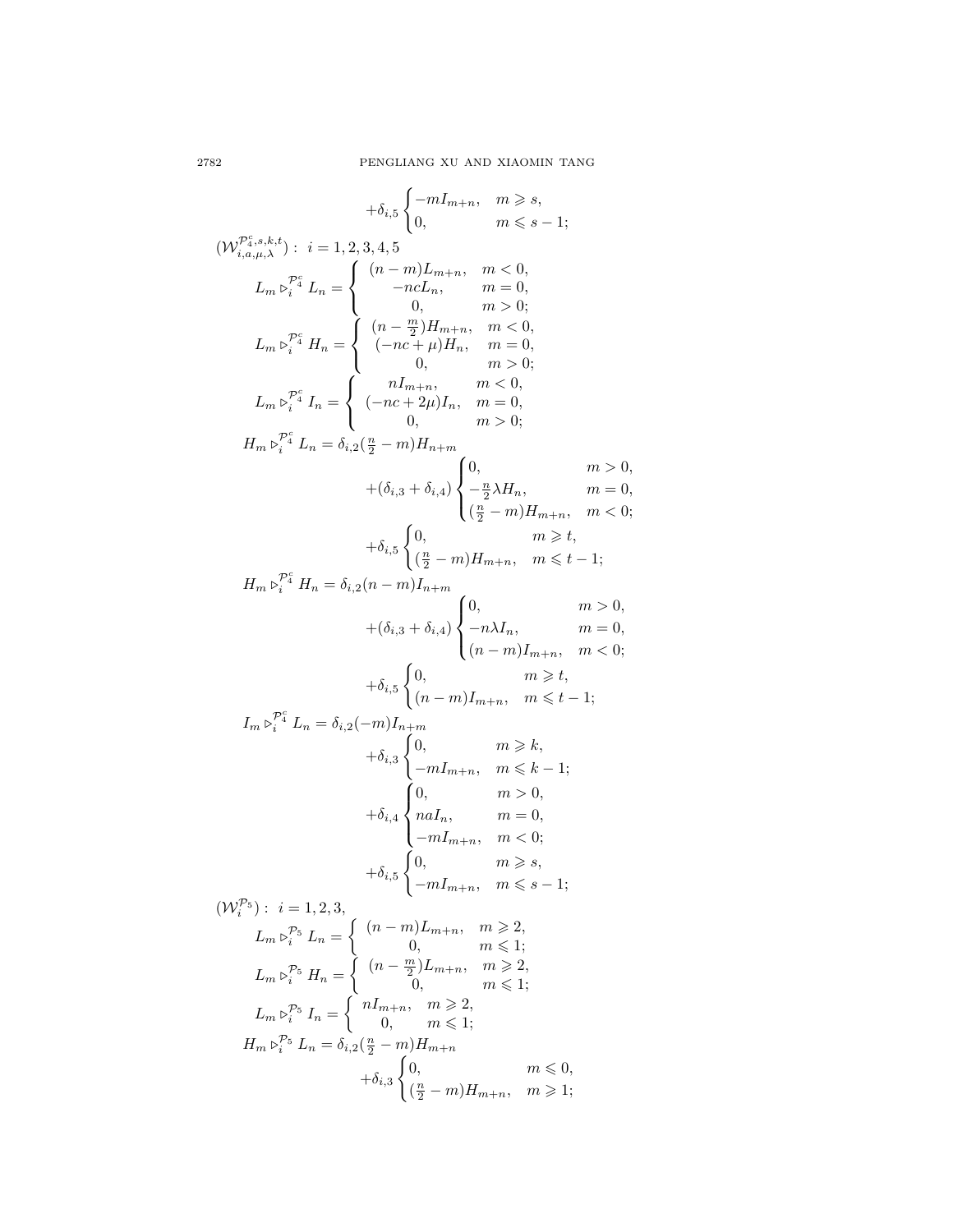$$+\delta_{i,5}\begin{cases}-mI_{m+n}, & m\geqslant s,\\ 0, & m\leqslant s-1;\end{cases}$$

$(\mathcal{W}^{\mathcal{P}_4^c,s,k,t}_{i,a,\mu,\lambda})$ : $i=1,2,3,4,5$

$$L_m \triangleright_i^{\mathcal{P}_4^c} L_n = \begin{cases} (n-m)L_{m+n}, & m<0,\\ -ncL_n, & m=0,\\ 0, & m>0;\end{cases}$$

$$L_m \triangleright_i^{\mathcal{P}_4^c} H_n = \begin{cases} (n-\frac{m}{2})H_{m+n}, & m<0,\\ (-nc+\mu)H_n, & m=0,\\ 0, & m>0;\end{cases}$$

$$L_m \triangleright_i^{\mathcal{P}_4^c} I_n = \begin{cases} nI_{m+n}, & m<0,\\ (-nc+2\mu)I_n, & m=0,\\ 0, & m>0;\end{cases}$$

$$\begin{aligned}H_m \triangleright_i^{\mathcal{P}_4^c} L_n = {}&\delta_{i,2}(\tfrac{n}{2}-m)H_{n+m}\\ &+(\delta_{i,3}+\delta_{i,4})\begin{cases}0, & m>0,\\ -\frac{n}{2}\lambda H_n, & m=0,\\ (\frac{n}{2}-m)H_{m+n}, & m<0;\end{cases}\\ &+\delta_{i,5}\begin{cases}0, & m\geqslant t,\\ (\frac{n}{2}-m)H_{m+n}, & m\leqslant t-1;\end{cases}\end{aligned}$$

$$\begin{aligned}H_m \triangleright_i^{\mathcal{P}_4^c} H_n = {}&\delta_{i,2}(n-m)I_{n+m}\\ &+(\delta_{i,3}+\delta_{i,4})\begin{cases}0, & m>0,\\ -n\lambda I_n, & m=0,\\ (n-m)I_{m+n}, & m<0;\end{cases}\\ &+\delta_{i,5}\begin{cases}0, & m\geqslant t,\\ (n-m)I_{m+n}, & m\leqslant t-1;\end{cases}\end{aligned}$$

$$\begin{aligned}I_m \triangleright_i^{\mathcal{P}_4^c} L_n = {}&\delta_{i,2}(-m)I_{n+m}\\ &+\delta_{i,3}\begin{cases}0, & m\geqslant k,\\ -mI_{m+n}, & m\leqslant k-1;\end{cases}\\ &+\delta_{i,4}\begin{cases}0, & m>0,\\ naI_n, & m=0,\\ -mI_{m+n}, & m<0;\end{cases}\\ &+\delta_{i,5}\begin{cases}0, & m\geqslant s,\\ -mI_{m+n}, & m\leqslant s-1;\end{cases}\end{aligned}$$

$(\mathcal{W}_i^{\mathcal{P}_5})$ : $i=1,2,3,$

$$L_m \triangleright_i^{\mathcal{P}_5} L_n = \begin{cases} (n-m)L_{m+n}, & m\geqslant 2,\\ 0, & m\leqslant 1;\end{cases}$$

$$L_m \triangleright_i^{\mathcal{P}_5} H_n = \begin{cases} (n-\frac{m}{2})L_{m+n}, & m\geqslant 2,\\ 0, & m\leqslant 1;\end{cases}$$

$$L_m \triangleright_i^{\mathcal{P}_5} I_n = \begin{cases} nI_{m+n}, & m\geqslant 2,\\ 0, & m\leqslant 1;\end{cases}$$

$$\begin{aligned}H_m \triangleright_i^{\mathcal{P}_5} L_n = {}&\delta_{i,2}(\tfrac{n}{2}-m)H_{m+n}\\ &+\delta_{i,3}\begin{cases}0, & m\leqslant 0,\\ (\frac{n}{2}-m)H_{m+n}, & m\geqslant 1;\end{cases}\end{aligned}$$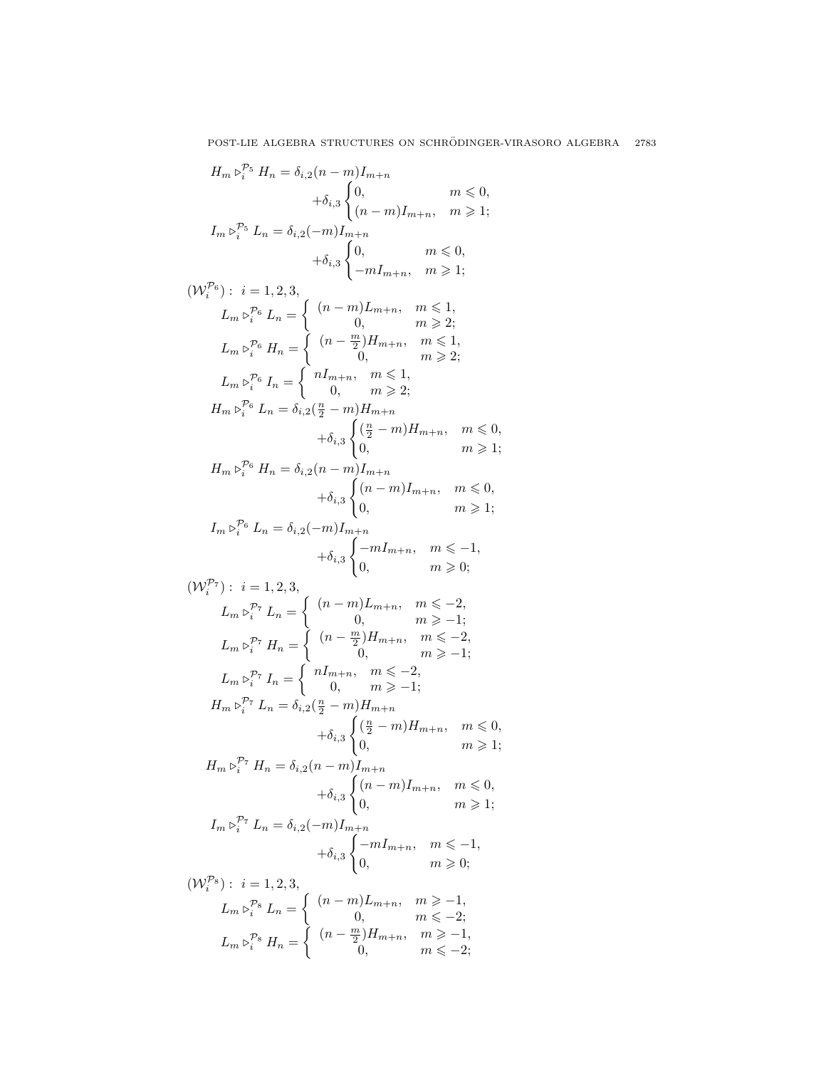$$H_m \triangleright_i^{\mathcal{P}_5} H_n = \delta_{i,2}(n-m)I_{m+n} + \delta_{i,3}\begin{cases} 0, & m \leqslant 0, \\ (n-m)I_{m+n}, & m \geqslant 1; \end{cases}$$

$$I_m \triangleright_i^{\mathcal{P}_5} L_n = \delta_{i,2}(-m)I_{m+n} + \delta_{i,3}\begin{cases} 0, & m \leqslant 0, \\ -mI_{m+n}, & m \geqslant 1; \end{cases}$$

$(\mathcal{W}_i^{\mathcal{P}_6})$ : $i = 1, 2, 3,$

$$L_m \triangleright_i^{\mathcal{P}_6} L_n = \begin{cases} (n-m)L_{m+n}, & m \leqslant 1, \\ 0, & m \geqslant 2; \end{cases}$$

$$L_m \triangleright_i^{\mathcal{P}_6} H_n = \begin{cases} (n-\frac{m}{2})H_{m+n}, & m \leqslant 1, \\ 0, & m \geqslant 2; \end{cases}$$

$$L_m \triangleright_i^{\mathcal{P}_6} I_n = \begin{cases} nI_{m+n}, & m \leqslant 1, \\ 0, & m \geqslant 2; \end{cases}$$

$$H_m \triangleright_i^{\mathcal{P}_6} L_n = \delta_{i,2}(\tfrac{n}{2}-m)H_{m+n} + \delta_{i,3}\begin{cases} (\frac{n}{2}-m)H_{m+n}, & m \leqslant 0, \\ 0, & m \geqslant 1; \end{cases}$$

$$H_m \triangleright_i^{\mathcal{P}_6} H_n = \delta_{i,2}(n-m)I_{m+n} + \delta_{i,3}\begin{cases} (n-m)I_{m+n}, & m \leqslant 0, \\ 0, & m \geqslant 1; \end{cases}$$

$$I_m \triangleright_i^{\mathcal{P}_6} L_n = \delta_{i,2}(-m)I_{m+n} + \delta_{i,3}\begin{cases} -mI_{m+n}, & m \leqslant -1, \\ 0, & m \geqslant 0; \end{cases}$$

$(\mathcal{W}_i^{\mathcal{P}_7})$ : $i = 1, 2, 3,$

$$L_m \triangleright_i^{\mathcal{P}_7} L_n = \begin{cases} (n-m)L_{m+n}, & m \leqslant -2, \\ 0, & m \geqslant -1; \end{cases}$$

$$L_m \triangleright_i^{\mathcal{P}_7} H_n = \begin{cases} (n-\frac{m}{2})H_{m+n}, & m \leqslant -2, \\ 0, & m \geqslant -1; \end{cases}$$

$$L_m \triangleright_i^{\mathcal{P}_7} I_n = \begin{cases} nI_{m+n}, & m \leqslant -2, \\ 0, & m \geqslant -1; \end{cases}$$

$$H_m \triangleright_i^{\mathcal{P}_7} L_n = \delta_{i,2}(\tfrac{n}{2}-m)H_{m+n} + \delta_{i,3}\begin{cases} (\frac{n}{2}-m)H_{m+n}, & m \leqslant 0, \\ 0, & m \geqslant 1; \end{cases}$$

$$H_m \triangleright_i^{\mathcal{P}_7} H_n = \delta_{i,2}(n-m)I_{m+n} + \delta_{i,3}\begin{cases} (n-m)I_{m+n}, & m \leqslant 0, \\ 0, & m \geqslant 1; \end{cases}$$

$$I_m \triangleright_i^{\mathcal{P}_7} L_n = \delta_{i,2}(-m)I_{m+n} + \delta_{i,3}\begin{cases} -mI_{m+n}, & m \leqslant -1, \\ 0, & m \geqslant 0; \end{cases}$$

$(\mathcal{W}_i^{\mathcal{P}_8})$ : $i = 1, 2, 3,$

$$L_m \triangleright_i^{\mathcal{P}_8} L_n = \begin{cases} (n-m)L_{m+n}, & m \geqslant -1, \\ 0, & m \leqslant -2; \end{cases}$$

$$L_m \triangleright_i^{\mathcal{P}_8} H_n = \begin{cases} (n-\frac{m}{2})H_{m+n}, & m \geqslant -1, \\ 0, & m \leqslant -2; \end{cases}$$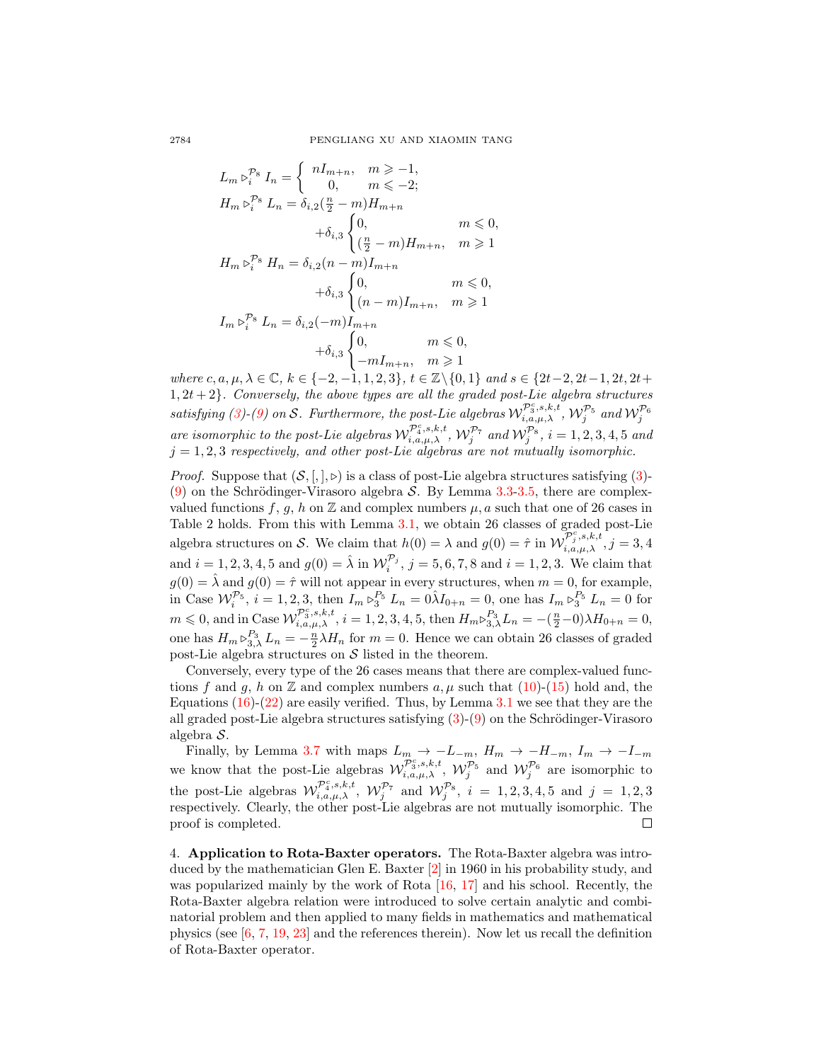$$L_m \triangleright_i^{\mathcal{P}_8} I_n = \begin{cases} nI_{m+n}, & m \geqslant -1, \\ 0, & m \leqslant -2; \end{cases}$$

$$H_m \triangleright_i^{\mathcal{P}_8} L_n = \delta_{i,2}(\tfrac{n}{2}-m)H_{m+n} + \delta_{i,3}\begin{cases} 0, & m \leqslant 0, \\ (\frac{n}{2}-m)H_{m+n}, & m \geqslant 1 \end{cases}$$

$$H_m \triangleright_i^{\mathcal{P}_8} H_n = \delta_{i,2}(n-m)I_{m+n} + \delta_{i,3}\begin{cases} 0, & m \leqslant 0, \\ (n-m)I_{m+n}, & m \geqslant 1 \end{cases}$$

$$I_m \triangleright_i^{\mathcal{P}_8} L_n = \delta_{i,2}(-m)I_{m+n} + \delta_{i,3}\begin{cases} 0, & m \leqslant 0, \\ -mI_{m+n}, & m \geqslant 1 \end{cases}$$

*where* $c, a, \mu, \lambda \in \mathbb{C}$, $k \in \{-2,-1,1,2,3\}$, $t \in \mathbb{Z}\backslash\{0,1\}$ *and* $s \in \{2t-2, 2t-1, 2t, 2t+1, 2t+2\}$. *Conversely, the above types are all the graded post-Lie algebra structures satisfying (3)-(9) on* $\mathcal{S}$. *Furthermore, the post-Lie algebras* $\mathcal{W}_{i,a,\mu,\lambda}^{\mathcal{P}_3^c,s,k,t}$, $\mathcal{W}_j^{\mathcal{P}_5}$ *and* $\mathcal{W}_j^{\mathcal{P}_6}$ *are isomorphic to the post-Lie algebras* $\mathcal{W}_{i,a,\mu,\lambda}^{\mathcal{P}_4^c,s,k,t}$, $\mathcal{W}_j^{\mathcal{P}_7}$ *and* $\mathcal{W}_j^{\mathcal{P}_8}$, $i = 1,2,3,4,5$ *and* $j = 1,2,3$ *respectively, and other post-Lie algebras are not mutually isomorphic.*

*Proof.* Suppose that $(\mathcal{S}, [,], \triangleright)$ is a class of post-Lie algebra structures satisfying (3)-(9) on the Schrödinger-Virasoro algebra $\mathcal{S}$. By Lemma 3.3-3.5, there are complex-valued functions $f$, $g$, $h$ on $\mathbb{Z}$ and complex numbers $\mu, a$ such that one of 26 cases in Table 2 holds. From this with Lemma 3.1, we obtain 26 classes of graded post-Lie algebra structures on $\mathcal{S}$. We claim that $h(0) = \lambda$ and $g(0) = \hat{\tau}$ in $\mathcal{W}_{i,a,\mu,\lambda}^{\mathcal{P}_j^c,s,k,t}, j = 3,4$ and $i = 1,2,3,4,5$ and $g(0) = \hat{\lambda}$ in $\mathcal{W}_i^{\mathcal{P}_j}$, $j = 5,6,7,8$ and $i = 1,2,3$. We claim that $g(0) = \hat{\lambda}$ and $g(0) = \hat{\tau}$ will not appear in every structures, when $m = 0$, for example, in Case $\mathcal{W}_i^{\mathcal{P}_5}$, $i = 1,2,3$, then $I_m \triangleright_3^{P_5} L_n = 0\hat{\lambda}I_{0+n} = 0$, one has $I_m \triangleright_3^{P_5} L_n = 0$ for $m \leqslant 0$, and in Case $\mathcal{W}_{i,a,\mu,\lambda}^{\mathcal{P}_3^c,s,k,t}$, $i = 1,2,3,4,5$, then $H_m \triangleright_{3,\lambda}^{P_3} L_n = -(\frac{n}{2}-0)\lambda H_{0+n} = 0$, one has $H_m \triangleright_{3,\lambda}^{P_3} L_n = -\frac{n}{2}\lambda H_n$ for $m = 0$. Hence we can obtain 26 classes of graded post-Lie algebra structures on $\mathcal{S}$ listed in the theorem.

Conversely, every type of the 26 cases means that there are complex-valued functions $f$ and $g$, $h$ on $\mathbb{Z}$ and complex numbers $a, \mu$ such that (10)-(15) hold and, the Equations (16)-(22) are easily verified. Thus, by Lemma 3.1 we see that they are the all graded post-Lie algebra structures satisfying (3)-(9) on the Schrödinger-Virasoro algebra $\mathcal{S}$.

Finally, by Lemma 3.7 with maps $L_m \to -L_{-m}$, $H_m \to -H_{-m}$, $I_m \to -I_{-m}$ we know that the post-Lie algebras $\mathcal{W}_{i,a,\mu,\lambda}^{\mathcal{P}_3^c,s,k,t}$, $\mathcal{W}_j^{\mathcal{P}_5}$ and $\mathcal{W}_j^{\mathcal{P}_6}$ are isomorphic to the post-Lie algebras $\mathcal{W}_{i,a,\mu,\lambda}^{\mathcal{P}_4^c,s,k,t}$, $\mathcal{W}_j^{\mathcal{P}_7}$ and $\mathcal{W}_j^{\mathcal{P}_8}$, $i = 1,2,3,4,5$ and $j = 1,2,3$ respectively. Clearly, the other post-Lie algebras are not mutually isomorphic. The proof is completed. □

4. **Application to Rota-Baxter operators.** The Rota-Baxter algebra was introduced by the mathematician Glen E. Baxter [2] in 1960 in his probability study, and was popularized mainly by the work of Rota [16, 17] and his school. Recently, the Rota-Baxter algebra relation were introduced to solve certain analytic and combinatorial problem and then applied to many fields in mathematics and mathematical physics (see [6, 7, 19, 23] and the references therein). Now let us recall the definition of Rota-Baxter operator.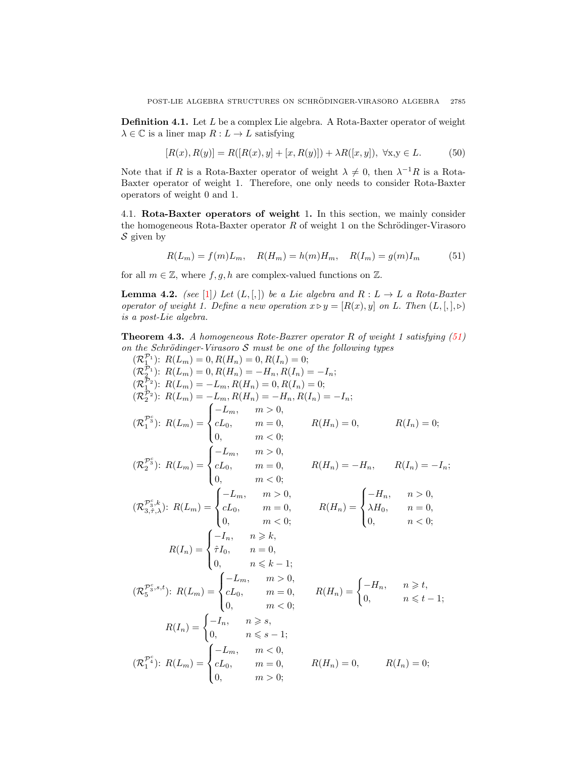**Definition 4.1.** Let $L$ be a complex Lie algebra. A Rota-Baxter operator of weight $\lambda \in \mathbb{C}$ is a liner map $R : L \to L$ satisfying

$$[R(x), R(y)] = R([R(x), y] + [x, R(y)]) + \lambda R([x, y]), \ \forall \text{x,y} \in L. \tag{50}$$

Note that if $R$ is a Rota-Baxter operator of weight $\lambda \neq 0$, then $\lambda^{-1}R$ is a Rota-Baxter operator of weight 1. Therefore, one only needs to consider Rota-Baxter operators of weight 0 and 1.

### 4.1. Rota-Baxter operators of weight 1.

In this section, we mainly consider the homogeneous Rota-Baxter operator $R$ of weight 1 on the Schrödinger-Virasoro $\mathcal{S}$ given by

$$R(L_m) = f(m)L_m, \quad R(H_m) = h(m)H_m, \quad R(I_m) = g(m)I_m \tag{51}$$

for all $m \in \mathbb{Z}$, where $f, g, h$ are complex-valued functions on $\mathbb{Z}$.

**Lemma 4.2.** *(see [1]) Let $(L, [,])$ be a Lie algebra and $R : L \to L$ a Rota-Baxter operator of weight 1. Define a new operation $x \triangleright y = [R(x), y]$ on $L$. Then $(L, [,], \triangleright)$ is a post-Lie algebra.*

**Theorem 4.3.** *A homogeneous Rote-Baxrer operator $R$ of weight 1 satisfying (51) on the Schrödinger-Virasoro $\mathcal{S}$ must be one of the following types*

$(\mathcal{R}_1^{\mathcal{P}_1})$: $R(L_m) = 0, R(H_n) = 0, R(I_n) = 0$;

$(\mathcal{R}_2^{\mathcal{P}_1})$: $R(L_m) = 0, R(H_n) = -H_n, R(I_n) = -I_n$;

$(\mathcal{R}_1^{\mathcal{P}_2})$: $R(L_m) = -L_m, R(H_n) = 0, R(I_n) = 0$;

$(\mathcal{R}_2^{\mathcal{P}_2})$: $R(L_m) = -L_m, R(H_n) = -H_n, R(I_n) = -I_n$;

$(\mathcal{R}_1^{\mathcal{P}_3^c})$: $R(L_m) = \begin{cases} -L_m, & m > 0, \\ cL_0, & m = 0, \\ 0, & m < 0; \end{cases} \qquad R(H_n) = 0, \qquad R(I_n) = 0;$

$(\mathcal{R}_2^{\mathcal{P}_3^c})$: $R(L_m) = \begin{cases} -L_m, & m > 0, \\ cL_0, & m = 0, \\ 0, & m < 0; \end{cases} \qquad R(H_n) = -H_n, \qquad R(I_n) = -I_n;$

$(\mathcal{R}_{3,\hat{\tau},\lambda}^{\mathcal{P}_3^c,k})$: $R(L_m) = \begin{cases} -L_m, & m > 0, \\ cL_0, & m = 0, \\ 0, & m < 0; \end{cases} \qquad R(H_n) = \begin{cases} -H_n, & n > 0, \\ \lambda H_0, & n = 0, \\ 0, & n < 0; \end{cases}$

$$R(I_n) = \begin{cases} -I_n, & n \geqslant k, \\ \hat{\tau} I_0, & n = 0, \\ 0, & n \leqslant k-1; \end{cases}$$

$(\mathcal{R}_5^{\mathcal{P}_3^c,s,t})$: $R(L_m) = \begin{cases} -L_m, & m > 0, \\ cL_0, & m = 0, \\ 0, & m < 0; \end{cases} \qquad R(H_n) = \begin{cases} -H_n, & n \geqslant t, \\ 0, & n \leqslant t-1; \end{cases}$

$$R(I_n) = \begin{cases} -I_n, & n \geqslant s, \\ 0, & n \leqslant s-1; \end{cases}$$

$(\mathcal{R}_1^{\mathcal{P}_4^c})$: $R(L_m) = \begin{cases} -L_m, & m < 0, \\ cL_0, & m = 0, \\ 0, & m > 0; \end{cases} \qquad R(H_n) = 0, \qquad R(I_n) = 0;$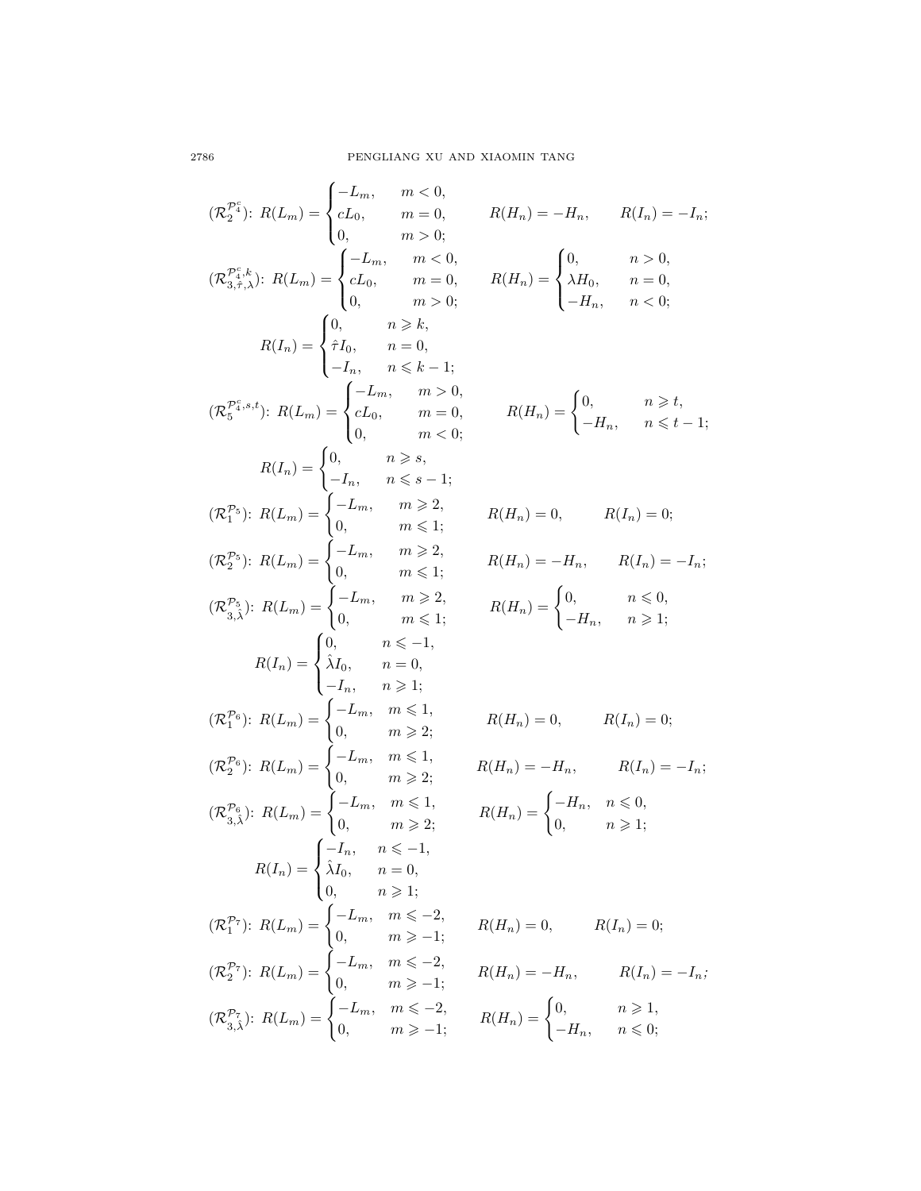$(\mathcal{R}_2^{\mathcal{P}_4^c})$: $R(L_m) = \begin{cases} -L_m, & m < 0, \\ cL_0, & m = 0, \\ 0, & m > 0; \end{cases}$ $\quad R(H_n) = -H_n, \quad R(I_n) = -I_n;$

$(\mathcal{R}_{3,\hat{\tau},\lambda}^{\mathcal{P}_4^c,k})$: $R(L_m) = \begin{cases} -L_m, & m < 0, \\ cL_0, & m = 0, \\ 0, & m > 0; \end{cases}$ $\quad R(H_n) = \begin{cases} 0, & n > 0, \\ \lambda H_0, & n = 0, \\ -H_n, & n < 0; \end{cases}$

$$R(I_n) = \begin{cases} 0, & n \geqslant k, \\ \hat{\tau} I_0, & n = 0, \\ -I_n, & n \leqslant k-1; \end{cases}$$

$(\mathcal{R}_5^{\mathcal{P}_4^c,s,t})$: $R(L_m) = \begin{cases} -L_m, & m > 0, \\ cL_0, & m = 0, \\ 0, & m < 0; \end{cases}$ $\quad R(H_n) = \begin{cases} 0, & n \geqslant t, \\ -H_n, & n \leqslant t-1; \end{cases}$

$$R(I_n) = \begin{cases} 0, & n \geqslant s, \\ -I_n, & n \leqslant s-1; \end{cases}$$

$(\mathcal{R}_1^{\mathcal{P}_5})$: $R(L_m) = \begin{cases} -L_m, & m \geqslant 2, \\ 0, & m \leqslant 1; \end{cases}$ $\quad R(H_n) = 0, \quad R(I_n) = 0;$

$(\mathcal{R}_2^{\mathcal{P}_5})$: $R(L_m) = \begin{cases} -L_m, & m \geqslant 2, \\ 0, & m \leqslant 1; \end{cases}$ $\quad R(H_n) = -H_n, \quad R(I_n) = -I_n;$

$(\mathcal{R}_{3,\hat{\lambda}}^{\mathcal{P}_5})$: $R(L_m) = \begin{cases} -L_m, & m \geqslant 2, \\ 0, & m \leqslant 1; \end{cases}$ $\quad R(H_n) = \begin{cases} 0, & n \leqslant 0, \\ -H_n, & n \geqslant 1; \end{cases}$

$$R(I_n) = \begin{cases} 0, & n \leqslant -1, \\ \hat{\lambda} I_0, & n = 0, \\ -I_n, & n \geqslant 1; \end{cases}$$

$(\mathcal{R}_1^{\mathcal{P}_6})$: $R(L_m) = \begin{cases} -L_m, & m \leqslant 1, \\ 0, & m \geqslant 2; \end{cases}$ $\quad R(H_n) = 0, \quad R(I_n) = 0;$

$(\mathcal{R}_2^{\mathcal{P}_6})$: $R(L_m) = \begin{cases} -L_m, & m \leqslant 1, \\ 0, & m \geqslant 2; \end{cases}$ $\quad R(H_n) = -H_n, \quad R(I_n) = -I_n;$

$(\mathcal{R}_{3,\hat{\lambda}}^{\mathcal{P}_6})$: $R(L_m) = \begin{cases} -L_m, & m \leqslant 1, \\ 0, & m \geqslant 2; \end{cases}$ $\quad R(H_n) = \begin{cases} -H_n, & n \leqslant 0, \\ 0, & n \geqslant 1; \end{cases}$

$$R(I_n) = \begin{cases} -I_n, & n \leqslant -1, \\ \hat{\lambda} I_0, & n = 0, \\ 0, & n \geqslant 1; \end{cases}$$

$(\mathcal{R}_1^{\mathcal{P}_7})$: $R(L_m) = \begin{cases} -L_m, & m \leqslant -2, \\ 0, & m \geqslant -1; \end{cases}$ $\quad R(H_n) = 0, \quad R(I_n) = 0;$

$(\mathcal{R}_2^{\mathcal{P}_7})$: $R(L_m) = \begin{cases} -L_m, & m \leqslant -2, \\ 0, & m \geqslant -1; \end{cases}$ $\quad R(H_n) = -H_n, \quad R(I_n) = -I_n;$

$(\mathcal{R}_{3,\hat{\lambda}}^{\mathcal{P}_7})$: $R(L_m) = \begin{cases} -L_m, & m \leqslant -2, \\ 0, & m \geqslant -1; \end{cases}$ $\quad R(H_n) = \begin{cases} 0, & n \geqslant 1, \\ -H_n, & n \leqslant 0; \end{cases}$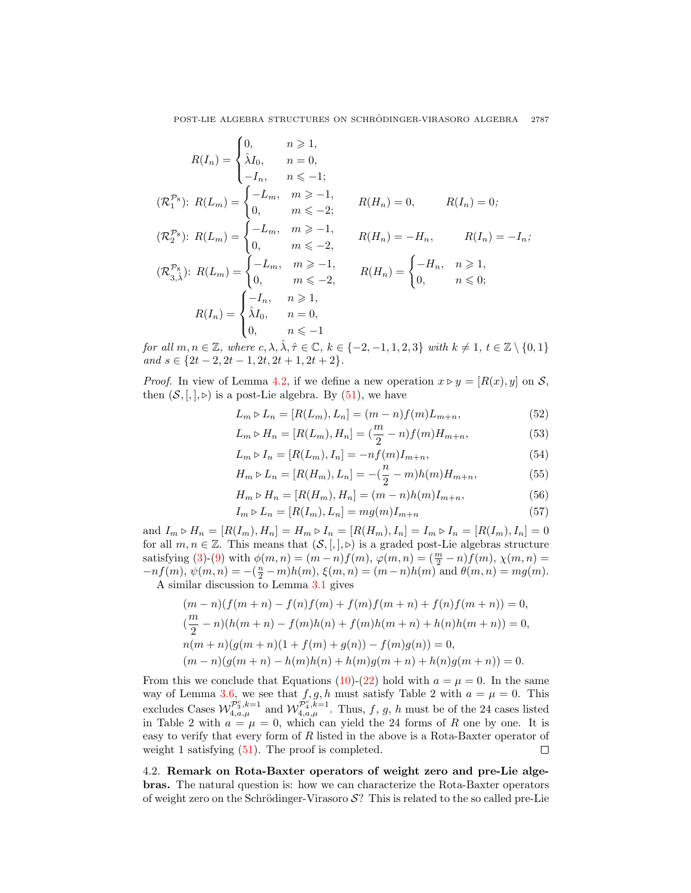$$R(I_n) = \begin{cases} 0, & n \geqslant 1, \\ \hat{\lambda} I_0, & n = 0, \\ -I_n, & n \leqslant -1; \end{cases}$$

$(\mathcal{R}_1^{\mathcal{P}_8})$: $R(L_m) = \begin{cases} -L_m, & m \geqslant -1, \\ 0, & m \leqslant -2; \end{cases}$ $\quad R(H_n) = 0, \quad R(I_n) = 0;$

$(\mathcal{R}_2^{\mathcal{P}_8})$: $R(L_m) = \begin{cases} -L_m, & m \geqslant -1, \\ 0, & m \leqslant -2, \end{cases}$ $\quad R(H_n) = -H_n, \quad R(I_n) = -I_n;$

$(\mathcal{R}_{3,\hat{\lambda}}^{\mathcal{P}_8})$: $R(L_m) = \begin{cases} -L_m, & m \geqslant -1, \\ 0, & m \leqslant -2, \end{cases}$ $\quad R(H_n) = \begin{cases} -H_n, & n \geqslant 1, \\ 0, & n \leqslant 0; \end{cases}$

$$R(I_n) = \begin{cases} -I_n, & n \geqslant 1, \\ \hat{\lambda} I_0, & n = 0, \\ 0, & n \leqslant -1 \end{cases}$$

*for all $m, n \in \mathbb{Z}$, where $c, \lambda, \hat{\lambda}, \hat{\tau} \in \mathbb{C}$, $k \in \{-2, -1, 1, 2, 3\}$ with $k \neq 1$, $t \in \mathbb{Z} \setminus \{0, 1\}$ and $s \in \{2t-2, 2t-1, 2t, 2t+1, 2t+2\}$.*

*Proof.* In view of Lemma 4.2, if we define a new operation $x \triangleright y = [R(x), y]$ on $\mathcal{S}$, then $(\mathcal{S}, [,], \triangleright)$ is a post-Lie algebra. By (51), we have

$$L_m \triangleright L_n = [R(L_m), L_n] = (m-n)f(m)L_{m+n}, \tag{52}$$

$$L_m \triangleright H_n = [R(L_m), H_n] = (\frac{m}{2} - n)f(m)H_{m+n}, \tag{53}$$

$$L_m \triangleright I_n = [R(L_m), I_n] = -nf(m)I_{m+n}, \tag{54}$$

$$H_m \triangleright L_n = [R(H_m), L_n] = -(\frac{n}{2} - m)h(m)H_{m+n}, \tag{55}$$

$$H_m \triangleright H_n = [R(H_m), H_n] = (m-n)h(m)I_{m+n}, \tag{56}$$

$$I_m \triangleright L_n = [R(I_m), L_n] = mg(m)I_{m+n} \tag{57}$$

and $I_m \triangleright H_n = [R(I_m), H_n] = H_m \triangleright I_n = [R(H_m), I_n] = I_m \triangleright I_n = [R(I_m), I_n] = 0$ for all $m, n \in \mathbb{Z}$. This means that $(\mathcal{S}, [,], \triangleright)$ is a graded post-Lie algebras structure satisfying (3)-(9) with $\phi(m,n) = (m-n)f(m)$, $\varphi(m,n) = (\frac{m}{2} - n)f(m)$, $\chi(m,n) = -nf(m)$, $\psi(m,n) = -(\frac{n}{2} - m)h(m)$, $\xi(m,n) = (m-n)h(m)$ and $\theta(m,n) = mg(m)$.

A similar discussion to Lemma 3.1 gives

$$(m-n)(f(m+n) - f(n)f(m) + f(m)f(m+n) + f(n)f(m+n)) = 0,$$
$$(\frac{m}{2} - n)(h(m+n) - f(m)h(n) + f(m)h(m+n) + h(n)h(m+n)) = 0,$$
$$n(m+n)(g(m+n)(1 + f(m) + g(n)) - f(m)g(n)) = 0,$$
$$(m-n)(g(m+n) - h(m)h(n) + h(m)g(m+n) + h(n)g(m+n)) = 0.$$

From this we conclude that Equations (10)-(22) hold with $a = \mu = 0$. In the same way of Lemma 3.6, we see that $f, g, h$ must satisfy Table 2 with $a = \mu = 0$. This excludes Cases $\mathcal{W}_{4,a,\mu}^{\mathcal{P}_3^c,k=1}$ and $\mathcal{W}_{4,a,\mu}^{\mathcal{P}_4^c,k=1}$. Thus, $f$, $g$, $h$ must be of the 24 cases listed in Table 2 with $a = \mu = 0$, which can yield the 24 forms of $R$ one by one. It is easy to verify that every form of $R$ listed in the above is a Rota-Baxter operator of weight 1 satisfying (51). The proof is completed. $\square$

## 4.2. Remark on Rota-Baxter operators of weight zero and pre-Lie algebras.

The natural question is: how we can characterize the Rota-Baxter operators of weight zero on the Schrödinger-Virasoro $\mathcal{S}$? This is related to the so called pre-Lie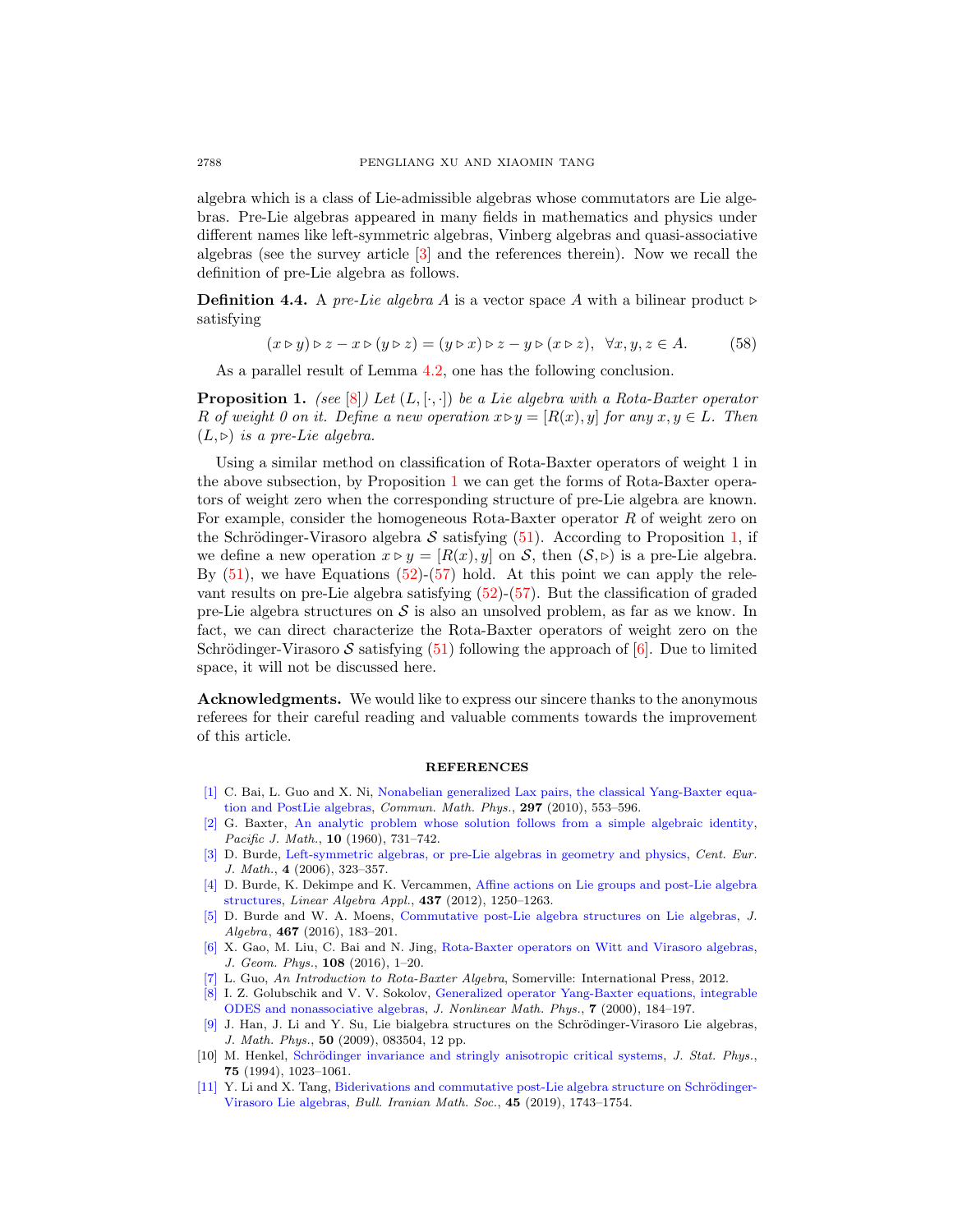algebra which is a class of Lie-admissible algebras whose commutators are Lie algebras. Pre-Lie algebras appeared in many fields in mathematics and physics under different names like left-symmetric algebras, Vinberg algebras and quasi-associative algebras (see the survey article [3] and the references therein). Now we recall the definition of pre-Lie algebra as follows.

**Definition 4.4.** A *pre-Lie algebra* $A$ is a vector space $A$ with a bilinear product $\triangleright$ satisfying

$$(x \triangleright y) \triangleright z - x \triangleright (y \triangleright z) = (y \triangleright x) \triangleright z - y \triangleright (x \triangleright z), \quad \forall x, y, z \in A. \tag{58}$$

As a parallel result of Lemma 4.2, one has the following conclusion.

**Proposition 1.** *(see [8]) Let $(L, [\cdot, \cdot])$ be a Lie algebra with a Rota-Baxter operator $R$ of weight 0 on it. Define a new operation $x \triangleright y = [R(x), y]$ for any $x, y \in L$. Then $(L, \triangleright)$ is a pre-Lie algebra.*

Using a similar method on classification of Rota-Baxter operators of weight 1 in the above subsection, by Proposition 1 we can get the forms of Rota-Baxter operators of weight zero when the corresponding structure of pre-Lie algebra are known. For example, consider the homogeneous Rota-Baxter operator $R$ of weight zero on the Schrödinger-Virasoro algebra $\mathcal{S}$ satisfying (51). According to Proposition 1, if we define a new operation $x \triangleright y = [R(x), y]$ on $\mathcal{S}$, then $(\mathcal{S}, \triangleright)$ is a pre-Lie algebra. By (51), we have Equations (52)-(57) hold. At this point we can apply the relevant results on pre-Lie algebra satisfying (52)-(57). But the classification of graded pre-Lie algebra structures on $\mathcal{S}$ is also an unsolved problem, as far as we know. In fact, we can direct characterize the Rota-Baxter operators of weight zero on the Schrödinger-Virasoro $\mathcal{S}$ satisfying (51) following the approach of [6]. Due to limited space, it will not be discussed here.

**Acknowledgments.** We would like to express our sincere thanks to the anonymous referees for their careful reading and valuable comments towards the improvement of this article.

## REFERENCES

[1] C. Bai, L. Guo and X. Ni, Nonabelian generalized Lax pairs, the classical Yang-Baxter equation and PostLie algebras, *Commun. Math. Phys.*, **297** (2010), 553–596.

[2] G. Baxter, An analytic problem whose solution follows from a simple algebraic identity, *Pacific J. Math.*, **10** (1960), 731–742.

[3] D. Burde, Left-symmetric algebras, or pre-Lie algebras in geometry and physics, *Cent. Eur. J. Math.*, **4** (2006), 323–357.

[4] D. Burde, K. Dekimpe and K. Vercammen, Affine actions on Lie groups and post-Lie algebra structures, *Linear Algebra Appl.*, **437** (2012), 1250–1263.

[5] D. Burde and W. A. Moens, Commutative post-Lie algebra structures on Lie algebras, *J. Algebra*, **467** (2016), 183–201.

[6] X. Gao, M. Liu, C. Bai and N. Jing, Rota-Baxter operators on Witt and Virasoro algebras, *J. Geom. Phys.*, **108** (2016), 1–20.

[7] L. Guo, *An Introduction to Rota-Baxter Algebra*, Somerville: International Press, 2012.

[8] I. Z. Golubschik and V. V. Sokolov, Generalized operator Yang-Baxter equations, integrable ODES and nonassociative algebras, *J. Nonlinear Math. Phys.*, **7** (2000), 184–197.

[9] J. Han, J. Li and Y. Su, Lie bialgebra structures on the Schrödinger-Virasoro Lie algebras, *J. Math. Phys.*, **50** (2009), 083504, 12 pp.

[10] M. Henkel, Schrödinger invariance and stringly anisotropic critical systems, *J. Stat. Phys.*, **75** (1994), 1023–1061.

[11] Y. Li and X. Tang, Biderivations and commutative post-Lie algebra structure on Schrödinger-Virasoro Lie algebras, *Bull. Iranian Math. Soc.*, **45** (2019), 1743–1754.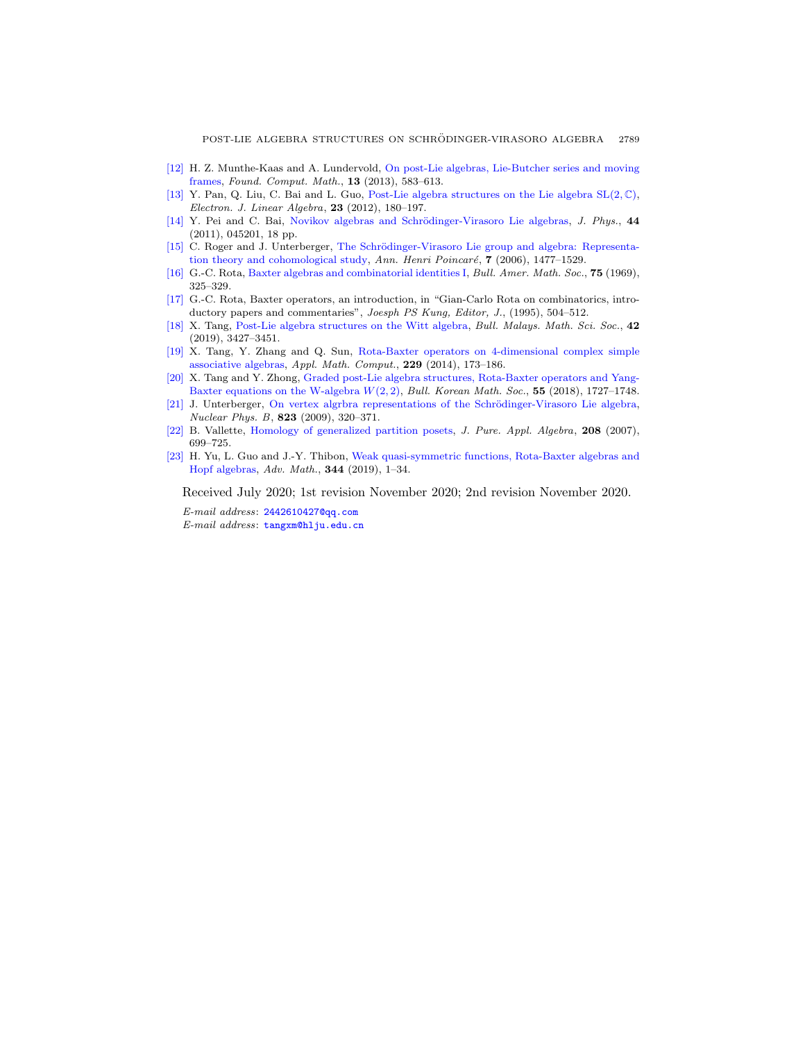[12] H. Z. Munthe-Kaas and A. Lundervold, On post-Lie algebras, Lie-Butcher series and moving frames, *Found. Comput. Math.*, **13** (2013), 583–613.

[13] Y. Pan, Q. Liu, C. Bai and L. Guo, Post-Lie algebra structures on the Lie algebra $\mathrm{SL}(2,\mathbb{C})$, *Electron. J. Linear Algebra*, **23** (2012), 180–197.

[14] Y. Pei and C. Bai, Novikov algebras and Schrödinger-Virasoro Lie algebras, *J. Phys.*, **44** (2011), 045201, 18 pp.

[15] C. Roger and J. Unterberger, The Schrödinger-Virasoro Lie group and algebra: Representation theory and cohomological study, *Ann. Henri Poincaré*, **7** (2006), 1477–1529.

[16] G.-C. Rota, Baxter algebras and combinatorial identities I, *Bull. Amer. Math. Soc.*, **75** (1969), 325–329.

[17] G.-C. Rota, Baxter operators, an introduction, in "Gian-Carlo Rota on combinatorics, introductory papers and commentaries", *Joesph PS Kung, Editor, J.*, (1995), 504–512.

[18] X. Tang, Post-Lie algebra structures on the Witt algebra, *Bull. Malays. Math. Sci. Soc.*, **42** (2019), 3427–3451.

[19] X. Tang, Y. Zhang and Q. Sun, Rota-Baxter operators on 4-dimensional complex simple associative algebras, *Appl. Math. Comput.*, **229** (2014), 173–186.

[20] X. Tang and Y. Zhong, Graded post-Lie algebra structures, Rota-Baxter operators and Yang-Baxter equations on the W-algebra $W(2,2)$, *Bull. Korean Math. Soc.*, **55** (2018), 1727–1748.

[21] J. Unterberger, On vertex algrbra representations of the Schrödinger-Virasoro Lie algebra, *Nuclear Phys. B*, **823** (2009), 320–371.

[22] B. Vallette, Homology of generalized partition posets, *J. Pure. Appl. Algebra*, **208** (2007), 699–725.

[23] H. Yu, L. Guo and J.-Y. Thibon, Weak quasi-symmetric functions, Rota-Baxter algebras and Hopf algebras, *Adv. Math.*, **344** (2019), 1–34.

Received July 2020; 1st revision November 2020; 2nd revision November 2020.

*E-mail address*: 2442610427@qq.com
*E-mail address*: tangxm@hlju.edu.cn